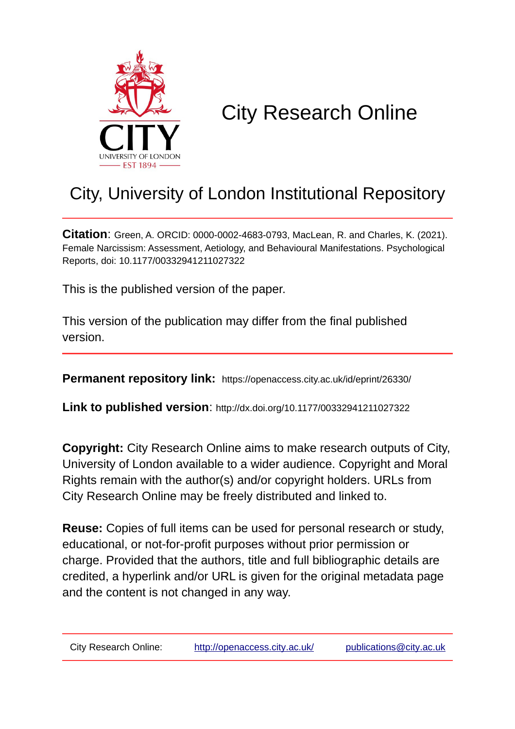# City Research Online

## City, University of London Institutional Repository

**Citation**: Green, A. ORCID: 0000-0002-4683-0793, MacLean, R. and Charles, K. (2021). Female Narcissism: Assessment, Aetiology, and Behavioural Manifestations. Psychological Reports, doi: 10.1177/00332941211027322

This is the published version of the paper.

This version of the publication may differ from the final published version.

**Permanent repository link:** https://openaccess.city.ac.uk/id/eprint/26330/

**Link to published version**: http://dx.doi.org/10.1177/00332941211027322

**Copyright:** City Research Online aims to make research outputs of City, University of London available to a wider audience. Copyright and Moral Rights remain with the author(s) and/or copyright holders. URLs from City Research Online may be freely distributed and linked to.

**Reuse:** Copies of full items can be used for personal research or study, educational, or not-for-profit purposes without prior permission or charge. Provided that the authors, title and full bibliographic details are credited, a hyperlink and/or URL is given for the original metadata page and the content is not changed in any way.

City Research Online: http://openaccess.city.ac.uk/ publications@city.ac.uk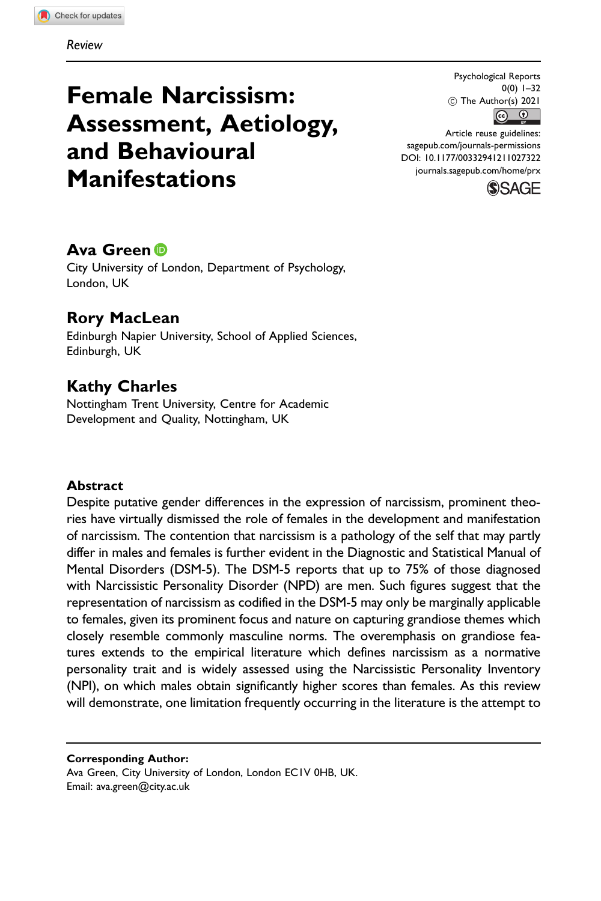Review

# Female Narcissism: Assessment, Aetiology, and Behavioural Manifestations

Psychological Reports
0(0) 1–32
© The Author(s) 2021
Article reuse guidelines:
sagepub.com/journals-permissions
DOI: 10.1177/00332941211027322
journals.sagepub.com/home/prx

**Ava Green**
City University of London, Department of Psychology, London, UK

**Rory MacLean**
Edinburgh Napier University, School of Applied Sciences, Edinburgh, UK

**Kathy Charles**
Nottingham Trent University, Centre for Academic Development and Quality, Nottingham, UK

## Abstract

Despite putative gender differences in the expression of narcissism, prominent theories have virtually dismissed the role of females in the development and manifestation of narcissism. The contention that narcissism is a pathology of the self that may partly differ in males and females is further evident in the Diagnostic and Statistical Manual of Mental Disorders (DSM-5). The DSM-5 reports that up to 75% of those diagnosed with Narcissistic Personality Disorder (NPD) are men. Such figures suggest that the representation of narcissism as codified in the DSM-5 may only be marginally applicable to females, given its prominent focus and nature on capturing grandiose themes which closely resemble commonly masculine norms. The overemphasis on grandiose features extends to the empirical literature which defines narcissism as a normative personality trait and is widely assessed using the Narcissistic Personality Inventory (NPI), on which males obtain significantly higher scores than females. As this review will demonstrate, one limitation frequently occurring in the literature is the attempt to

**Corresponding Author:**
Ava Green, City University of London, London EC1V 0HB, UK.
Email: ava.green@city.ac.uk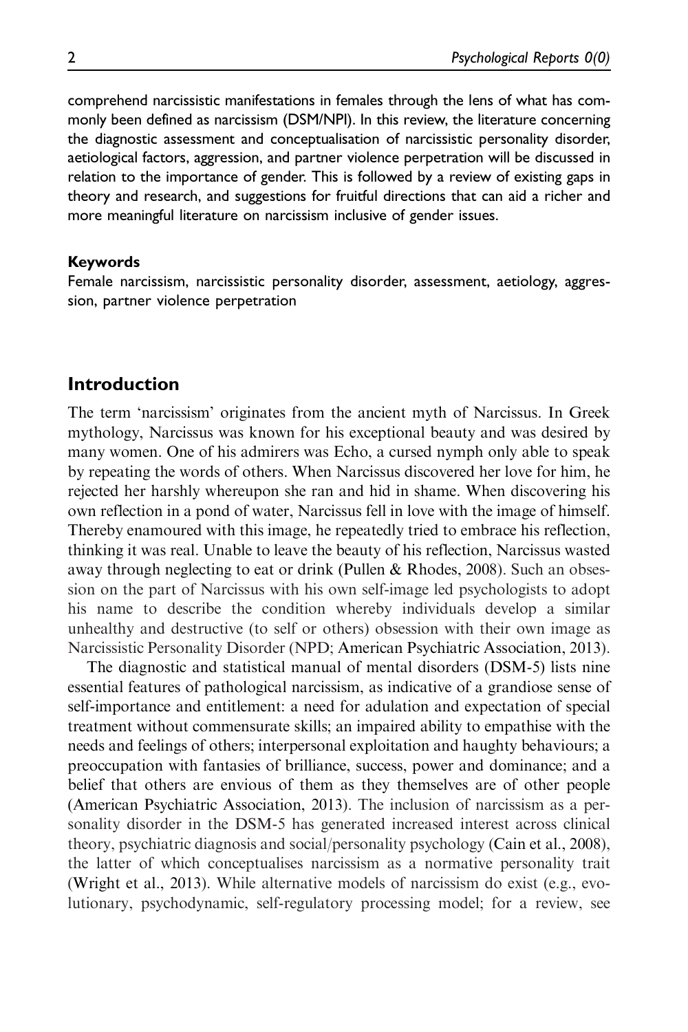comprehend narcissistic manifestations in females through the lens of what has commonly been defined as narcissism (DSM/NPI). In this review, the literature concerning the diagnostic assessment and conceptualisation of narcissistic personality disorder, aetiological factors, aggression, and partner violence perpetration will be discussed in relation to the importance of gender. This is followed by a review of existing gaps in theory and research, and suggestions for fruitful directions that can aid a richer and more meaningful literature on narcissism inclusive of gender issues.

#### Keywords

Female narcissism, narcissistic personality disorder, assessment, aetiology, aggression, partner violence perpetration

## Introduction

The term 'narcissism' originates from the ancient myth of Narcissus. In Greek mythology, Narcissus was known for his exceptional beauty and was desired by many women. One of his admirers was Echo, a cursed nymph only able to speak by repeating the words of others. When Narcissus discovered her love for him, he rejected her harshly whereupon she ran and hid in shame. When discovering his own reflection in a pond of water, Narcissus fell in love with the image of himself. Thereby enamoured with this image, he repeatedly tried to embrace his reflection, thinking it was real. Unable to leave the beauty of his reflection, Narcissus wasted away through neglecting to eat or drink (Pullen & Rhodes, 2008). Such an obsession on the part of Narcissus with his own self-image led psychologists to adopt his name to describe the condition whereby individuals develop a similar unhealthy and destructive (to self or others) obsession with their own image as Narcissistic Personality Disorder (NPD; American Psychiatric Association, 2013).

The diagnostic and statistical manual of mental disorders (DSM-5) lists nine essential features of pathological narcissism, as indicative of a grandiose sense of self-importance and entitlement: a need for adulation and expectation of special treatment without commensurate skills; an impaired ability to empathise with the needs and feelings of others; interpersonal exploitation and haughty behaviours; a preoccupation with fantasies of brilliance, success, power and dominance; and a belief that others are envious of them as they themselves are of other people (American Psychiatric Association, 2013). The inclusion of narcissism as a personality disorder in the DSM-5 has generated increased interest across clinical theory, psychiatric diagnosis and social/personality psychology (Cain et al., 2008), the latter of which conceptualises narcissism as a normative personality trait (Wright et al., 2013). While alternative models of narcissism do exist (e.g., evolutionary, psychodynamic, self-regulatory processing model; for a review, see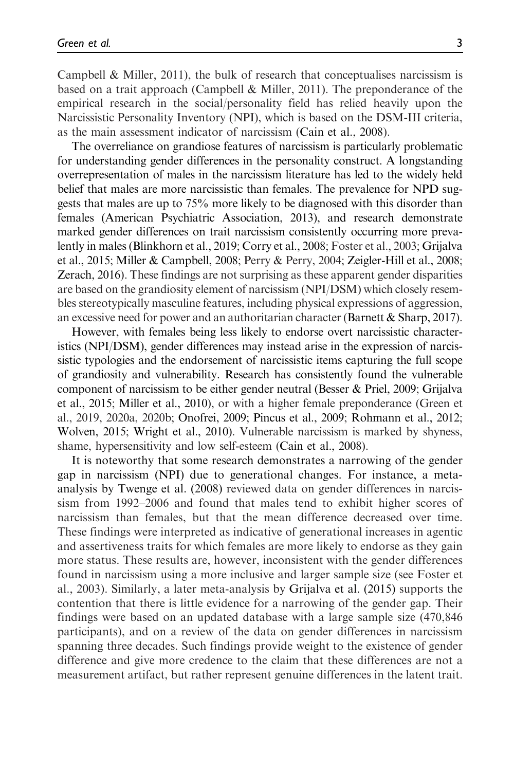Campbell & Miller, 2011), the bulk of research that conceptualises narcissism is based on a trait approach (Campbell & Miller, 2011). The preponderance of the empirical research in the social/personality field has relied heavily upon the Narcissistic Personality Inventory (NPI), which is based on the DSM-III criteria, as the main assessment indicator of narcissism (Cain et al., 2008).

The overreliance on grandiose features of narcissism is particularly problematic for understanding gender differences in the personality construct. A longstanding overrepresentation of males in the narcissism literature has led to the widely held belief that males are more narcissistic than females. The prevalence for NPD suggests that males are up to 75% more likely to be diagnosed with this disorder than females (American Psychiatric Association, 2013), and research demonstrate marked gender differences on trait narcissism consistently occurring more prevalently in males (Blinkhorn et al., 2019; Corry et al., 2008; Foster et al., 2003; Grijalva et al., 2015; Miller & Campbell, 2008; Perry & Perry, 2004; Zeigler-Hill et al., 2008; Zerach, 2016). These findings are not surprising as these apparent gender disparities are based on the grandiosity element of narcissism (NPI/DSM) which closely resembles stereotypically masculine features, including physical expressions of aggression, an excessive need for power and an authoritarian character (Barnett & Sharp, 2017).

However, with females being less likely to endorse overt narcissistic characteristics (NPI/DSM), gender differences may instead arise in the expression of narcissistic typologies and the endorsement of narcissistic items capturing the full scope of grandiosity and vulnerability. Research has consistently found the vulnerable component of narcissism to be either gender neutral (Besser & Priel, 2009; Grijalva et al., 2015; Miller et al., 2010), or with a higher female preponderance (Green et al., 2019, 2020a, 2020b; Onofrei, 2009; Pincus et al., 2009; Rohmann et al., 2012; Wolven, 2015; Wright et al., 2010). Vulnerable narcissism is marked by shyness, shame, hypersensitivity and low self-esteem (Cain et al., 2008).

It is noteworthy that some research demonstrates a narrowing of the gender gap in narcissism (NPI) due to generational changes. For instance, a meta-analysis by Twenge et al. (2008) reviewed data on gender differences in narcissism from 1992–2006 and found that males tend to exhibit higher scores of narcissism than females, but that the mean difference decreased over time. These findings were interpreted as indicative of generational increases in agentic and assertiveness traits for which females are more likely to endorse as they gain more status. These results are, however, inconsistent with the gender differences found in narcissism using a more inclusive and larger sample size (see Foster et al., 2003). Similarly, a later meta-analysis by Grijalva et al. (2015) supports the contention that there is little evidence for a narrowing of the gender gap. Their findings were based on an updated database with a large sample size (470,846 participants), and on a review of the data on gender differences in narcissism spanning three decades. Such findings provide weight to the existence of gender difference and give more credence to the claim that these differences are not a measurement artifact, but rather represent genuine differences in the latent trait.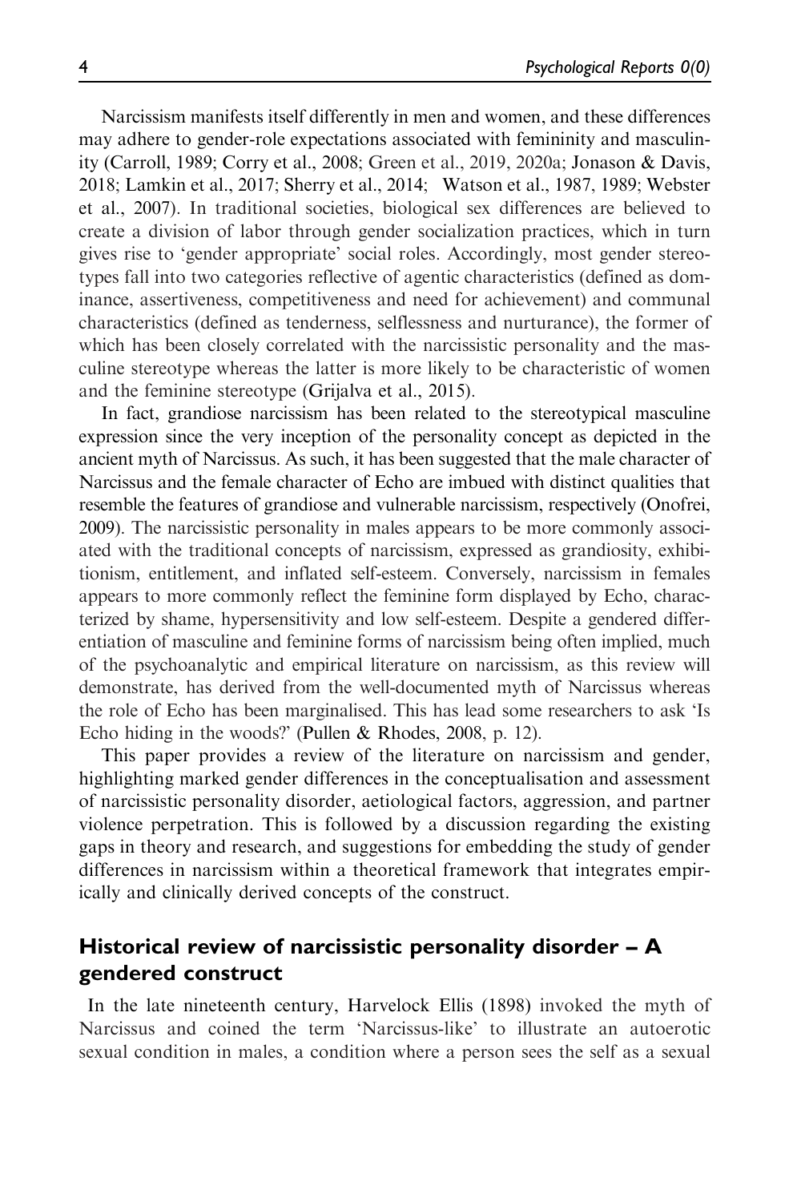Narcissism manifests itself differently in men and women, and these differences may adhere to gender-role expectations associated with femininity and masculinity (Carroll, 1989; Corry et al., 2008; Green et al., 2019, 2020a; Jonason & Davis, 2018; Lamkin et al., 2017; Sherry et al., 2014; Watson et al., 1987, 1989; Webster et al., 2007). In traditional societies, biological sex differences are believed to create a division of labor through gender socialization practices, which in turn gives rise to 'gender appropriate' social roles. Accordingly, most gender stereotypes fall into two categories reflective of agentic characteristics (defined as dominance, assertiveness, competitiveness and need for achievement) and communal characteristics (defined as tenderness, selflessness and nurturance), the former of which has been closely correlated with the narcissistic personality and the masculine stereotype whereas the latter is more likely to be characteristic of women and the feminine stereotype (Grijalva et al., 2015).

In fact, grandiose narcissism has been related to the stereotypical masculine expression since the very inception of the personality concept as depicted in the ancient myth of Narcissus. As such, it has been suggested that the male character of Narcissus and the female character of Echo are imbued with distinct qualities that resemble the features of grandiose and vulnerable narcissism, respectively (Onofrei, 2009). The narcissistic personality in males appears to be more commonly associated with the traditional concepts of narcissism, expressed as grandiosity, exhibitionism, entitlement, and inflated self-esteem. Conversely, narcissism in females appears to more commonly reflect the feminine form displayed by Echo, characterized by shame, hypersensitivity and low self-esteem. Despite a gendered differentiation of masculine and feminine forms of narcissism being often implied, much of the psychoanalytic and empirical literature on narcissism, as this review will demonstrate, has derived from the well-documented myth of Narcissus whereas the role of Echo has been marginalised. This has lead some researchers to ask 'Is Echo hiding in the woods?' (Pullen & Rhodes, 2008, p. 12).

This paper provides a review of the literature on narcissism and gender, highlighting marked gender differences in the conceptualisation and assessment of narcissistic personality disorder, aetiological factors, aggression, and partner violence perpetration. This is followed by a discussion regarding the existing gaps in theory and research, and suggestions for embedding the study of gender differences in narcissism within a theoretical framework that integrates empirically and clinically derived concepts of the construct.

## Historical review of narcissistic personality disorder – A gendered construct

In the late nineteenth century, Harvelock Ellis (1898) invoked the myth of Narcissus and coined the term 'Narcissus-like' to illustrate an autoerotic sexual condition in males, a condition where a person sees the self as a sexual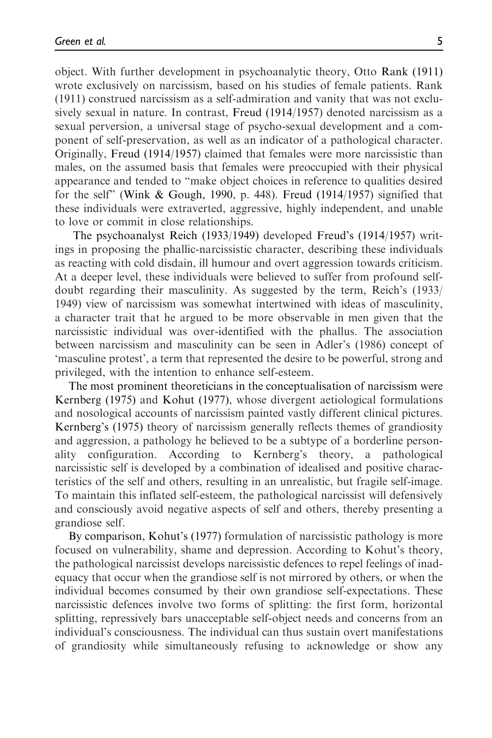object. With further development in psychoanalytic theory, Otto Rank (1911) wrote exclusively on narcissism, based on his studies of female patients. Rank (1911) construed narcissism as a self-admiration and vanity that was not exclusively sexual in nature. In contrast, Freud (1914/1957) denoted narcissism as a sexual perversion, a universal stage of psycho-sexual development and a component of self-preservation, as well as an indicator of a pathological character. Originally, Freud (1914/1957) claimed that females were more narcissistic than males, on the assumed basis that females were preoccupied with their physical appearance and tended to "make object choices in reference to qualities desired for the self" (Wink & Gough, 1990, p. 448). Freud (1914/1957) signified that these individuals were extraverted, aggressive, highly independent, and unable to love or commit in close relationships.

The psychoanalyst Reich (1933/1949) developed Freud's (1914/1957) writings in proposing the phallic-narcissistic character, describing these individuals as reacting with cold disdain, ill humour and overt aggression towards criticism. At a deeper level, these individuals were believed to suffer from profound self-doubt regarding their masculinity. As suggested by the term, Reich's (1933/1949) view of narcissism was somewhat intertwined with ideas of masculinity, a character trait that he argued to be more observable in men given that the narcissistic individual was over-identified with the phallus. The association between narcissism and masculinity can be seen in Adler's (1986) concept of 'masculine protest', a term that represented the desire to be powerful, strong and privileged, with the intention to enhance self-esteem.

The most prominent theoreticians in the conceptualisation of narcissism were Kernberg (1975) and Kohut (1977), whose divergent aetiological formulations and nosological accounts of narcissism painted vastly different clinical pictures. Kernberg's (1975) theory of narcissism generally reflects themes of grandiosity and aggression, a pathology he believed to be a subtype of a borderline personality configuration. According to Kernberg's theory, a pathological narcissistic self is developed by a combination of idealised and positive characteristics of the self and others, resulting in an unrealistic, but fragile self-image. To maintain this inflated self-esteem, the pathological narcissist will defensively and consciously avoid negative aspects of self and others, thereby presenting a grandiose self.

By comparison, Kohut's (1977) formulation of narcissistic pathology is more focused on vulnerability, shame and depression. According to Kohut's theory, the pathological narcissist develops narcissistic defences to repel feelings of inadequacy that occur when the grandiose self is not mirrored by others, or when the individual becomes consumed by their own grandiose self-expectations. These narcissistic defences involve two forms of splitting: the first form, horizontal splitting, repressively bars unacceptable self-object needs and concerns from an individual's consciousness. The individual can thus sustain overt manifestations of grandiosity while simultaneously refusing to acknowledge or show any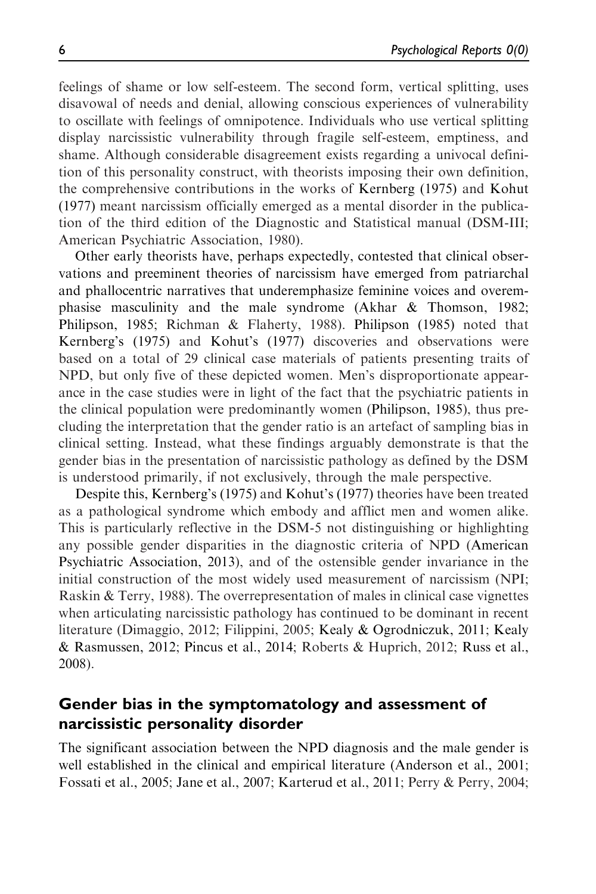feelings of shame or low self-esteem. The second form, vertical splitting, uses disavowal of needs and denial, allowing conscious experiences of vulnerability to oscillate with feelings of omnipotence. Individuals who use vertical splitting display narcissistic vulnerability through fragile self-esteem, emptiness, and shame. Although considerable disagreement exists regarding a univocal definition of this personality construct, with theorists imposing their own definition, the comprehensive contributions in the works of Kernberg (1975) and Kohut (1977) meant narcissism officially emerged as a mental disorder in the publication of the third edition of the Diagnostic and Statistical manual (DSM-III; American Psychiatric Association, 1980).

Other early theorists have, perhaps expectedly, contested that clinical observations and preeminent theories of narcissism have emerged from patriarchal and phallocentric narratives that underemphasize feminine voices and overemphasise masculinity and the male syndrome (Akhar & Thomson, 1982; Philipson, 1985; Richman & Flaherty, 1988). Philipson (1985) noted that Kernberg's (1975) and Kohut's (1977) discoveries and observations were based on a total of 29 clinical case materials of patients presenting traits of NPD, but only five of these depicted women. Men's disproportionate appearance in the case studies were in light of the fact that the psychiatric patients in the clinical population were predominantly women (Philipson, 1985), thus precluding the interpretation that the gender ratio is an artefact of sampling bias in clinical setting. Instead, what these findings arguably demonstrate is that the gender bias in the presentation of narcissistic pathology as defined by the DSM is understood primarily, if not exclusively, through the male perspective.

Despite this, Kernberg's (1975) and Kohut's (1977) theories have been treated as a pathological syndrome which embody and afflict men and women alike. This is particularly reflective in the DSM-5 not distinguishing or highlighting any possible gender disparities in the diagnostic criteria of NPD (American Psychiatric Association, 2013), and of the ostensible gender invariance in the initial construction of the most widely used measurement of narcissism (NPI; Raskin & Terry, 1988). The overrepresentation of males in clinical case vignettes when articulating narcissistic pathology has continued to be dominant in recent literature (Dimaggio, 2012; Filippini, 2005; Kealy & Ogrodniczuk, 2011; Kealy & Rasmussen, 2012; Pincus et al., 2014; Roberts & Huprich, 2012; Russ et al., 2008).

## Gender bias in the symptomatology and assessment of narcissistic personality disorder

The significant association between the NPD diagnosis and the male gender is well established in the clinical and empirical literature (Anderson et al., 2001; Fossati et al., 2005; Jane et al., 2007; Karterud et al., 2011; Perry & Perry, 2004;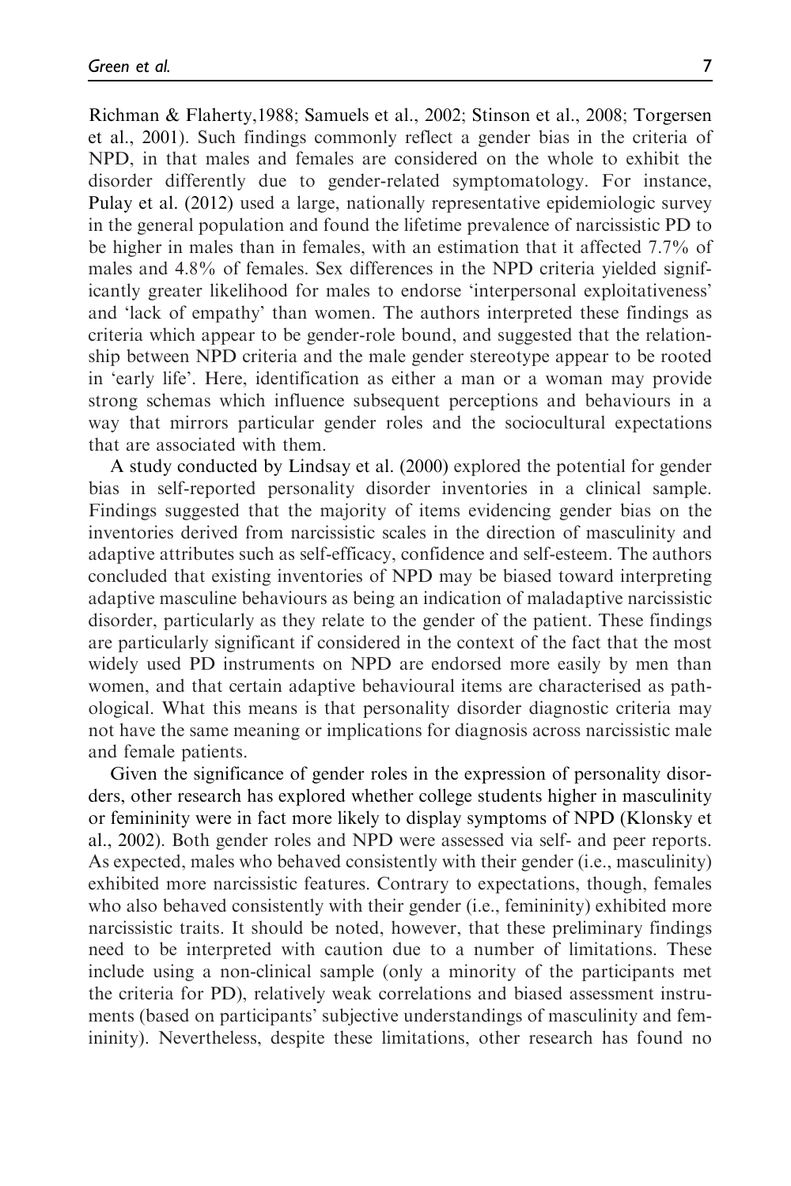Richman & Flaherty,1988; Samuels et al., 2002; Stinson et al., 2008; Torgersen et al., 2001). Such findings commonly reflect a gender bias in the criteria of NPD, in that males and females are considered on the whole to exhibit the disorder differently due to gender-related symptomatology. For instance, Pulay et al. (2012) used a large, nationally representative epidemiologic survey in the general population and found the lifetime prevalence of narcissistic PD to be higher in males than in females, with an estimation that it affected 7.7% of males and 4.8% of females. Sex differences in the NPD criteria yielded significantly greater likelihood for males to endorse 'interpersonal exploitativeness' and 'lack of empathy' than women. The authors interpreted these findings as criteria which appear to be gender-role bound, and suggested that the relationship between NPD criteria and the male gender stereotype appear to be rooted in 'early life'. Here, identification as either a man or a woman may provide strong schemas which influence subsequent perceptions and behaviours in a way that mirrors particular gender roles and the sociocultural expectations that are associated with them.

A study conducted by Lindsay et al. (2000) explored the potential for gender bias in self-reported personality disorder inventories in a clinical sample. Findings suggested that the majority of items evidencing gender bias on the inventories derived from narcissistic scales in the direction of masculinity and adaptive attributes such as self-efficacy, confidence and self-esteem. The authors concluded that existing inventories of NPD may be biased toward interpreting adaptive masculine behaviours as being an indication of maladaptive narcissistic disorder, particularly as they relate to the gender of the patient. These findings are particularly significant if considered in the context of the fact that the most widely used PD instruments on NPD are endorsed more easily by men than women, and that certain adaptive behavioural items are characterised as pathological. What this means is that personality disorder diagnostic criteria may not have the same meaning or implications for diagnosis across narcissistic male and female patients.

Given the significance of gender roles in the expression of personality disorders, other research has explored whether college students higher in masculinity or femininity were in fact more likely to display symptoms of NPD (Klonsky et al., 2002). Both gender roles and NPD were assessed via self- and peer reports. As expected, males who behaved consistently with their gender (i.e., masculinity) exhibited more narcissistic features. Contrary to expectations, though, females who also behaved consistently with their gender (i.e., femininity) exhibited more narcissistic traits. It should be noted, however, that these preliminary findings need to be interpreted with caution due to a number of limitations. These include using a non-clinical sample (only a minority of the participants met the criteria for PD), relatively weak correlations and biased assessment instruments (based on participants' subjective understandings of masculinity and femininity). Nevertheless, despite these limitations, other research has found no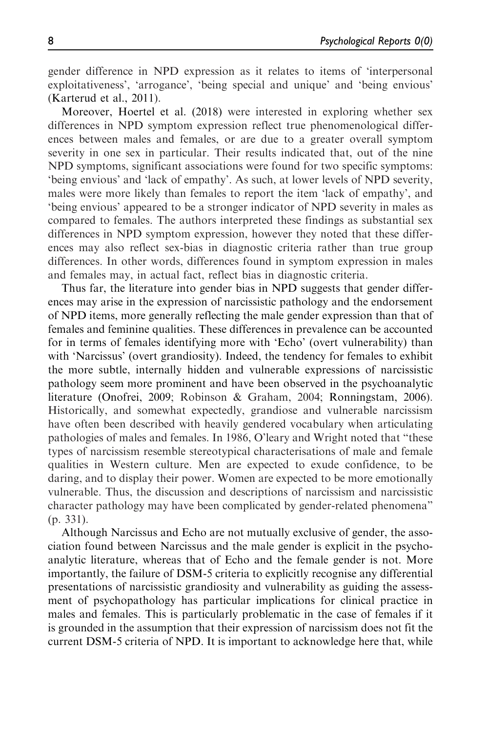gender difference in NPD expression as it relates to items of 'interpersonal exploitativeness', 'arrogance', 'being special and unique' and 'being envious' (Karterud et al., 2011).

Moreover, Hoertel et al. (2018) were interested in exploring whether sex differences in NPD symptom expression reflect true phenomenological differences between males and females, or are due to a greater overall symptom severity in one sex in particular. Their results indicated that, out of the nine NPD symptoms, significant associations were found for two specific symptoms: 'being envious' and 'lack of empathy'. As such, at lower levels of NPD severity, males were more likely than females to report the item 'lack of empathy', and 'being envious' appeared to be a stronger indicator of NPD severity in males as compared to females. The authors interpreted these findings as substantial sex differences in NPD symptom expression, however they noted that these differences may also reflect sex-bias in diagnostic criteria rather than true group differences. In other words, differences found in symptom expression in males and females may, in actual fact, reflect bias in diagnostic criteria.

Thus far, the literature into gender bias in NPD suggests that gender differences may arise in the expression of narcissistic pathology and the endorsement of NPD items, more generally reflecting the male gender expression than that of females and feminine qualities. These differences in prevalence can be accounted for in terms of females identifying more with 'Echo' (overt vulnerability) than with 'Narcissus' (overt grandiosity). Indeed, the tendency for females to exhibit the more subtle, internally hidden and vulnerable expressions of narcissistic pathology seem more prominent and have been observed in the psychoanalytic literature (Onofrei, 2009; Robinson & Graham, 2004; Ronningstam, 2006). Historically, and somewhat expectedly, grandiose and vulnerable narcissism have often been described with heavily gendered vocabulary when articulating pathologies of males and females. In 1986, O'leary and Wright noted that "these types of narcissism resemble stereotypical characterisations of male and female qualities in Western culture. Men are expected to exude confidence, to be daring, and to display their power. Women are expected to be more emotionally vulnerable. Thus, the discussion and descriptions of narcissism and narcissistic character pathology may have been complicated by gender-related phenomena" (p. 331).

Although Narcissus and Echo are not mutually exclusive of gender, the association found between Narcissus and the male gender is explicit in the psychoanalytic literature, whereas that of Echo and the female gender is not. More importantly, the failure of DSM-5 criteria to explicitly recognise any differential presentations of narcissistic grandiosity and vulnerability as guiding the assessment of psychopathology has particular implications for clinical practice in males and females. This is particularly problematic in the case of females if it is grounded in the assumption that their expression of narcissism does not fit the current DSM-5 criteria of NPD. It is important to acknowledge here that, while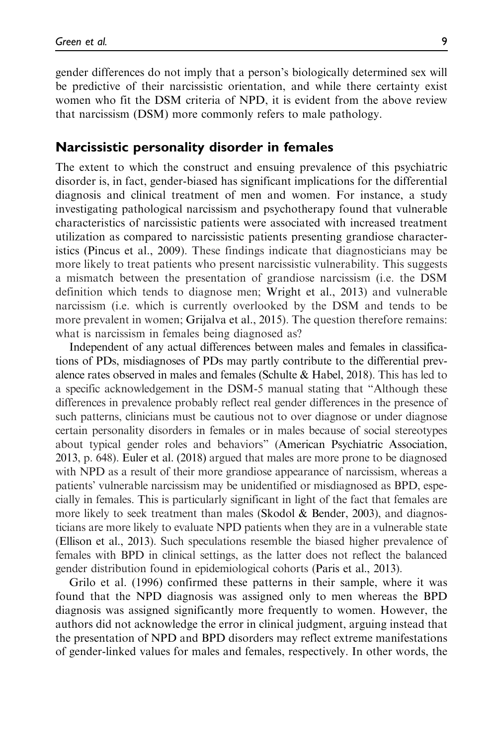gender differences do not imply that a person's biologically determined sex will be predictive of their narcissistic orientation, and while there certainty exist women who fit the DSM criteria of NPD, it is evident from the above review that narcissism (DSM) more commonly refers to male pathology.

## Narcissistic personality disorder in females

The extent to which the construct and ensuing prevalence of this psychiatric disorder is, in fact, gender-biased has significant implications for the differential diagnosis and clinical treatment of men and women. For instance, a study investigating pathological narcissism and psychotherapy found that vulnerable characteristics of narcissistic patients were associated with increased treatment utilization as compared to narcissistic patients presenting grandiose characteristics (Pincus et al., 2009). These findings indicate that diagnosticians may be more likely to treat patients who present narcissistic vulnerability. This suggests a mismatch between the presentation of grandiose narcissism (i.e. the DSM definition which tends to diagnose men; Wright et al., 2013) and vulnerable narcissism (i.e. which is currently overlooked by the DSM and tends to be more prevalent in women; Grijalva et al., 2015). The question therefore remains: what is narcissism in females being diagnosed as?

Independent of any actual differences between males and females in classifications of PDs, misdiagnoses of PDs may partly contribute to the differential prevalence rates observed in males and females (Schulte & Habel, 2018). This has led to a specific acknowledgement in the DSM-5 manual stating that "Although these differences in prevalence probably reflect real gender differences in the presence of such patterns, clinicians must be cautious not to over diagnose or under diagnose certain personality disorders in females or in males because of social stereotypes about typical gender roles and behaviors" (American Psychiatric Association, 2013, p. 648). Euler et al. (2018) argued that males are more prone to be diagnosed with NPD as a result of their more grandiose appearance of narcissism, whereas a patients' vulnerable narcissism may be unidentified or misdiagnosed as BPD, especially in females. This is particularly significant in light of the fact that females are more likely to seek treatment than males (Skodol & Bender, 2003), and diagnosticians are more likely to evaluate NPD patients when they are in a vulnerable state (Ellison et al., 2013). Such speculations resemble the biased higher prevalence of females with BPD in clinical settings, as the latter does not reflect the balanced gender distribution found in epidemiological cohorts (Paris et al., 2013).

Grilo et al. (1996) confirmed these patterns in their sample, where it was found that the NPD diagnosis was assigned only to men whereas the BPD diagnosis was assigned significantly more frequently to women. However, the authors did not acknowledge the error in clinical judgment, arguing instead that the presentation of NPD and BPD disorders may reflect extreme manifestations of gender-linked values for males and females, respectively. In other words, the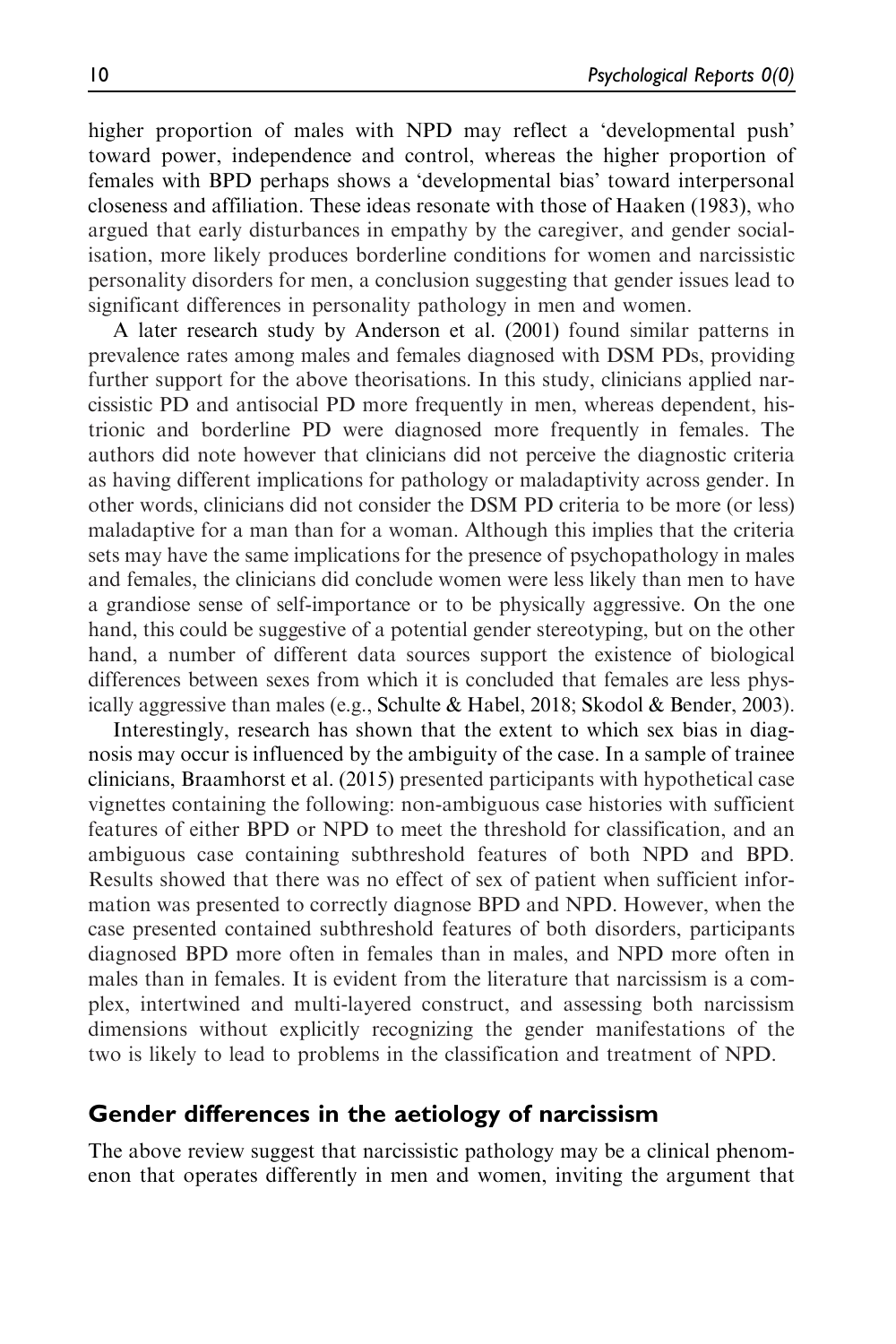higher proportion of males with NPD may reflect a 'developmental push' toward power, independence and control, whereas the higher proportion of females with BPD perhaps shows a 'developmental bias' toward interpersonal closeness and affiliation. These ideas resonate with those of Haaken (1983), who argued that early disturbances in empathy by the caregiver, and gender socialisation, more likely produces borderline conditions for women and narcissistic personality disorders for men, a conclusion suggesting that gender issues lead to significant differences in personality pathology in men and women.

A later research study by Anderson et al. (2001) found similar patterns in prevalence rates among males and females diagnosed with DSM PDs, providing further support for the above theorisations. In this study, clinicians applied narcissistic PD and antisocial PD more frequently in men, whereas dependent, histrionic and borderline PD were diagnosed more frequently in females. The authors did note however that clinicians did not perceive the diagnostic criteria as having different implications for pathology or maladaptivity across gender. In other words, clinicians did not consider the DSM PD criteria to be more (or less) maladaptive for a man than for a woman. Although this implies that the criteria sets may have the same implications for the presence of psychopathology in males and females, the clinicians did conclude women were less likely than men to have a grandiose sense of self-importance or to be physically aggressive. On the one hand, this could be suggestive of a potential gender stereotyping, but on the other hand, a number of different data sources support the existence of biological differences between sexes from which it is concluded that females are less physically aggressive than males (e.g., Schulte & Habel, 2018; Skodol & Bender, 2003).

Interestingly, research has shown that the extent to which sex bias in diagnosis may occur is influenced by the ambiguity of the case. In a sample of trainee clinicians, Braamhorst et al. (2015) presented participants with hypothetical case vignettes containing the following: non-ambiguous case histories with sufficient features of either BPD or NPD to meet the threshold for classification, and an ambiguous case containing subthreshold features of both NPD and BPD. Results showed that there was no effect of sex of patient when sufficient information was presented to correctly diagnose BPD and NPD. However, when the case presented contained subthreshold features of both disorders, participants diagnosed BPD more often in females than in males, and NPD more often in males than in females. It is evident from the literature that narcissism is a complex, intertwined and multi-layered construct, and assessing both narcissism dimensions without explicitly recognizing the gender manifestations of the two is likely to lead to problems in the classification and treatment of NPD.

## Gender differences in the aetiology of narcissism

The above review suggest that narcissistic pathology may be a clinical phenomenon that operates differently in men and women, inviting the argument that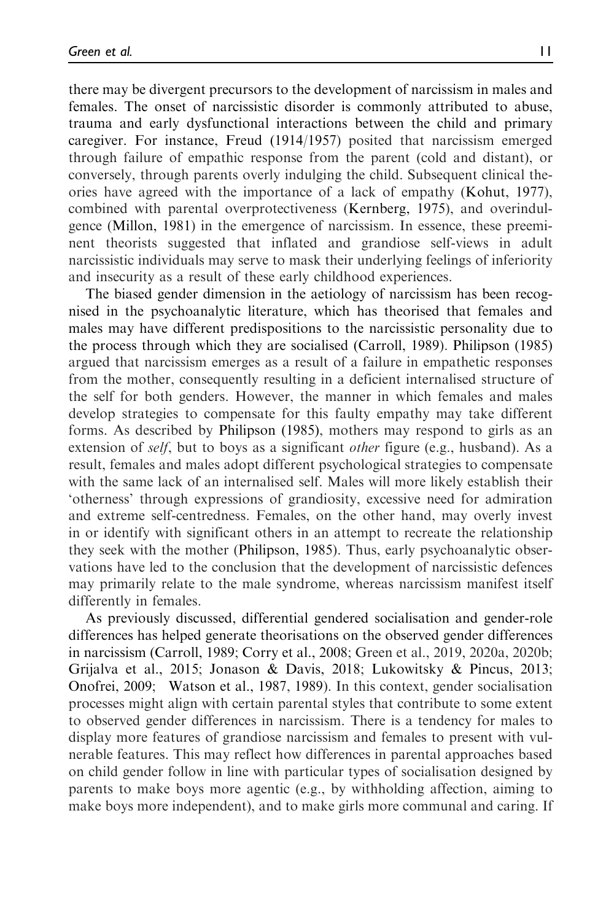there may be divergent precursors to the development of narcissism in males and females. The onset of narcissistic disorder is commonly attributed to abuse, trauma and early dysfunctional interactions between the child and primary caregiver. For instance, Freud (1914/1957) posited that narcissism emerged through failure of empathic response from the parent (cold and distant), or conversely, through parents overly indulging the child. Subsequent clinical theories have agreed with the importance of a lack of empathy (Kohut, 1977), combined with parental overprotectiveness (Kernberg, 1975), and overindulgence (Millon, 1981) in the emergence of narcissism. In essence, these preeminent theorists suggested that inflated and grandiose self-views in adult narcissistic individuals may serve to mask their underlying feelings of inferiority and insecurity as a result of these early childhood experiences.

The biased gender dimension in the aetiology of narcissism has been recognised in the psychoanalytic literature, which has theorised that females and males may have different predispositions to the narcissistic personality due to the process through which they are socialised (Carroll, 1989). Philipson (1985) argued that narcissism emerges as a result of a failure in empathetic responses from the mother, consequently resulting in a deficient internalised structure of the self for both genders. However, the manner in which females and males develop strategies to compensate for this faulty empathy may take different forms. As described by Philipson (1985), mothers may respond to girls as an extension of *self*, but to boys as a significant *other* figure (e.g., husband). As a result, females and males adopt different psychological strategies to compensate with the same lack of an internalised self. Males will more likely establish their 'otherness' through expressions of grandiosity, excessive need for admiration and extreme self-centredness. Females, on the other hand, may overly invest in or identify with significant others in an attempt to recreate the relationship they seek with the mother (Philipson, 1985). Thus, early psychoanalytic observations have led to the conclusion that the development of narcissistic defences may primarily relate to the male syndrome, whereas narcissism manifest itself differently in females.

As previously discussed, differential gendered socialisation and gender-role differences has helped generate theorisations on the observed gender differences in narcissism (Carroll, 1989; Corry et al., 2008; Green et al., 2019, 2020a, 2020b; Grijalva et al., 2015; Jonason & Davis, 2018; Lukowitsky & Pincus, 2013; Onofrei, 2009; Watson et al., 1987, 1989). In this context, gender socialisation processes might align with certain parental styles that contribute to some extent to observed gender differences in narcissism. There is a tendency for males to display more features of grandiose narcissism and females to present with vulnerable features. This may reflect how differences in parental approaches based on child gender follow in line with particular types of socialisation designed by parents to make boys more agentic (e.g., by withholding affection, aiming to make boys more independent), and to make girls more communal and caring. If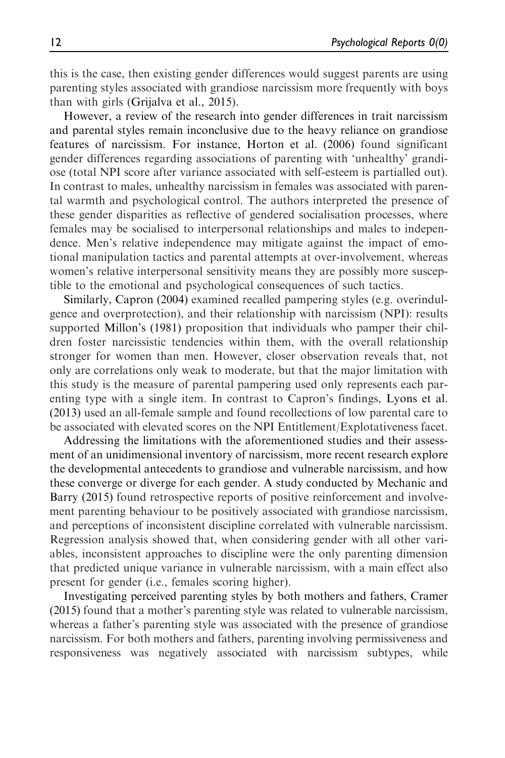this is the case, then existing gender differences would suggest parents are using parenting styles associated with grandiose narcissism more frequently with boys than with girls (Grijalva et al., 2015).

However, a review of the research into gender differences in trait narcissism and parental styles remain inconclusive due to the heavy reliance on grandiose features of narcissism. For instance, Horton et al. (2006) found significant gender differences regarding associations of parenting with 'unhealthy' grandiose (total NPI score after variance associated with self-esteem is partialled out). In contrast to males, unhealthy narcissism in females was associated with parental warmth and psychological control. The authors interpreted the presence of these gender disparities as reflective of gendered socialisation processes, where females may be socialised to interpersonal relationships and males to independence. Men's relative independence may mitigate against the impact of emotional manipulation tactics and parental attempts at over-involvement, whereas women's relative interpersonal sensitivity means they are possibly more susceptible to the emotional and psychological consequences of such tactics.

Similarly, Capron (2004) examined recalled pampering styles (e.g. overindulgence and overprotection), and their relationship with narcissism (NPI): results supported Millon's (1981) proposition that individuals who pamper their children foster narcissistic tendencies within them, with the overall relationship stronger for women than men. However, closer observation reveals that, not only are correlations only weak to moderate, but that the major limitation with this study is the measure of parental pampering used only represents each parenting type with a single item. In contrast to Capron's findings, Lyons et al. (2013) used an all-female sample and found recollections of low parental care to be associated with elevated scores on the NPI Entitlement/Explotativeness facet.

Addressing the limitations with the aforementioned studies and their assessment of an unidimensional inventory of narcissism, more recent research explore the developmental antecedents to grandiose and vulnerable narcissism, and how these converge or diverge for each gender. A study conducted by Mechanic and Barry (2015) found retrospective reports of positive reinforcement and involvement parenting behaviour to be positively associated with grandiose narcissism, and perceptions of inconsistent discipline correlated with vulnerable narcissism. Regression analysis showed that, when considering gender with all other variables, inconsistent approaches to discipline were the only parenting dimension that predicted unique variance in vulnerable narcissism, with a main effect also present for gender (i.e., females scoring higher).

Investigating perceived parenting styles by both mothers and fathers, Cramer (2015) found that a mother's parenting style was related to vulnerable narcissism, whereas a father's parenting style was associated with the presence of grandiose narcissism. For both mothers and fathers, parenting involving permissiveness and responsiveness was negatively associated with narcissism subtypes, while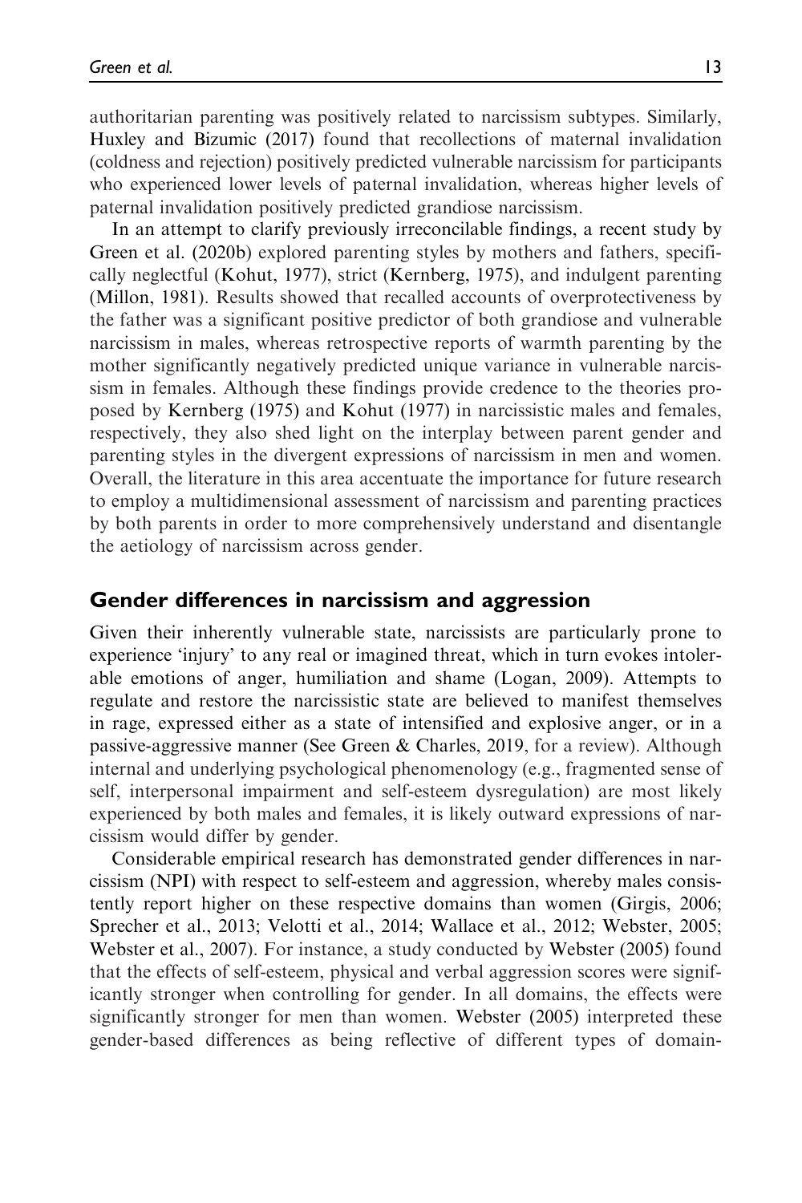authoritarian parenting was positively related to narcissism subtypes. Similarly, Huxley and Bizumic (2017) found that recollections of maternal invalidation (coldness and rejection) positively predicted vulnerable narcissism for participants who experienced lower levels of paternal invalidation, whereas higher levels of paternal invalidation positively predicted grandiose narcissism.

In an attempt to clarify previously irreconcilable findings, a recent study by Green et al. (2020b) explored parenting styles by mothers and fathers, specifically neglectful (Kohut, 1977), strict (Kernberg, 1975), and indulgent parenting (Millon, 1981). Results showed that recalled accounts of overprotectiveness by the father was a significant positive predictor of both grandiose and vulnerable narcissism in males, whereas retrospective reports of warmth parenting by the mother significantly negatively predicted unique variance in vulnerable narcissism in females. Although these findings provide credence to the theories proposed by Kernberg (1975) and Kohut (1977) in narcissistic males and females, respectively, they also shed light on the interplay between parent gender and parenting styles in the divergent expressions of narcissism in men and women. Overall, the literature in this area accentuate the importance for future research to employ a multidimensional assessment of narcissism and parenting practices by both parents in order to more comprehensively understand and disentangle the aetiology of narcissism across gender.

## Gender differences in narcissism and aggression

Given their inherently vulnerable state, narcissists are particularly prone to experience 'injury' to any real or imagined threat, which in turn evokes intolerable emotions of anger, humiliation and shame (Logan, 2009). Attempts to regulate and restore the narcissistic state are believed to manifest themselves in rage, expressed either as a state of intensified and explosive anger, or in a passive-aggressive manner (See Green & Charles, 2019, for a review). Although internal and underlying psychological phenomenology (e.g., fragmented sense of self, interpersonal impairment and self-esteem dysregulation) are most likely experienced by both males and females, it is likely outward expressions of narcissism would differ by gender.

Considerable empirical research has demonstrated gender differences in narcissism (NPI) with respect to self-esteem and aggression, whereby males consistently report higher on these respective domains than women (Girgis, 2006; Sprecher et al., 2013; Velotti et al., 2014; Wallace et al., 2012; Webster, 2005; Webster et al., 2007). For instance, a study conducted by Webster (2005) found that the effects of self-esteem, physical and verbal aggression scores were significantly stronger when controlling for gender. In all domains, the effects were significantly stronger for men than women. Webster (2005) interpreted these gender-based differences as being reflective of different types of domain-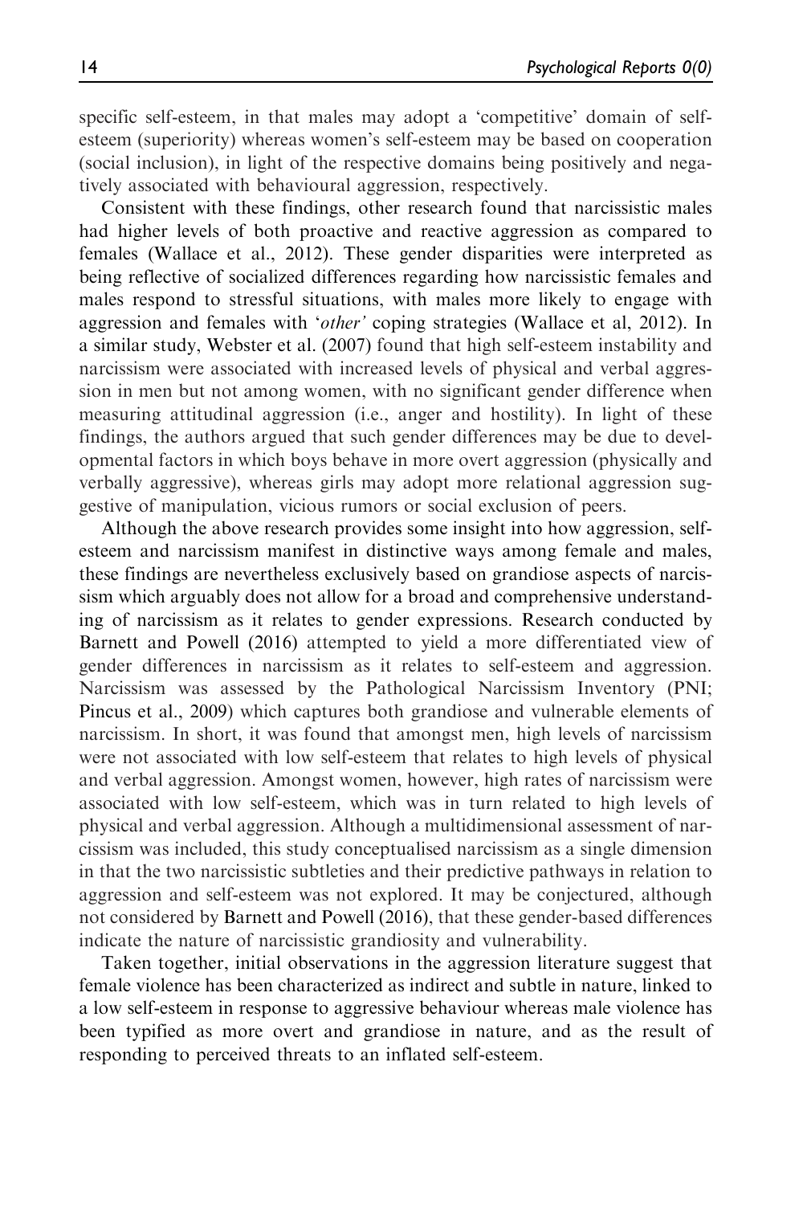specific self-esteem, in that males may adopt a 'competitive' domain of self-esteem (superiority) whereas women's self-esteem may be based on cooperation (social inclusion), in light of the respective domains being positively and negatively associated with behavioural aggression, respectively.

Consistent with these findings, other research found that narcissistic males had higher levels of both proactive and reactive aggression as compared to females (Wallace et al., 2012). These gender disparities were interpreted as being reflective of socialized differences regarding how narcissistic females and males respond to stressful situations, with males more likely to engage with aggression and females with '*other*' coping strategies (Wallace et al, 2012). In a similar study, Webster et al. (2007) found that high self-esteem instability and narcissism were associated with increased levels of physical and verbal aggression in men but not among women, with no significant gender difference when measuring attitudinal aggression (i.e., anger and hostility). In light of these findings, the authors argued that such gender differences may be due to developmental factors in which boys behave in more overt aggression (physically and verbally aggressive), whereas girls may adopt more relational aggression suggestive of manipulation, vicious rumors or social exclusion of peers.

Although the above research provides some insight into how aggression, self-esteem and narcissism manifest in distinctive ways among female and males, these findings are nevertheless exclusively based on grandiose aspects of narcissism which arguably does not allow for a broad and comprehensive understanding of narcissism as it relates to gender expressions. Research conducted by Barnett and Powell (2016) attempted to yield a more differentiated view of gender differences in narcissism as it relates to self-esteem and aggression. Narcissism was assessed by the Pathological Narcissism Inventory (PNI; Pincus et al., 2009) which captures both grandiose and vulnerable elements of narcissism. In short, it was found that amongst men, high levels of narcissism were not associated with low self-esteem that relates to high levels of physical and verbal aggression. Amongst women, however, high rates of narcissism were associated with low self-esteem, which was in turn related to high levels of physical and verbal aggression. Although a multidimensional assessment of narcissism was included, this study conceptualised narcissism as a single dimension in that the two narcissistic subtleties and their predictive pathways in relation to aggression and self-esteem was not explored. It may be conjectured, although not considered by Barnett and Powell (2016), that these gender-based differences indicate the nature of narcissistic grandiosity and vulnerability.

Taken together, initial observations in the aggression literature suggest that female violence has been characterized as indirect and subtle in nature, linked to a low self-esteem in response to aggressive behaviour whereas male violence has been typified as more overt and grandiose in nature, and as the result of responding to perceived threats to an inflated self-esteem.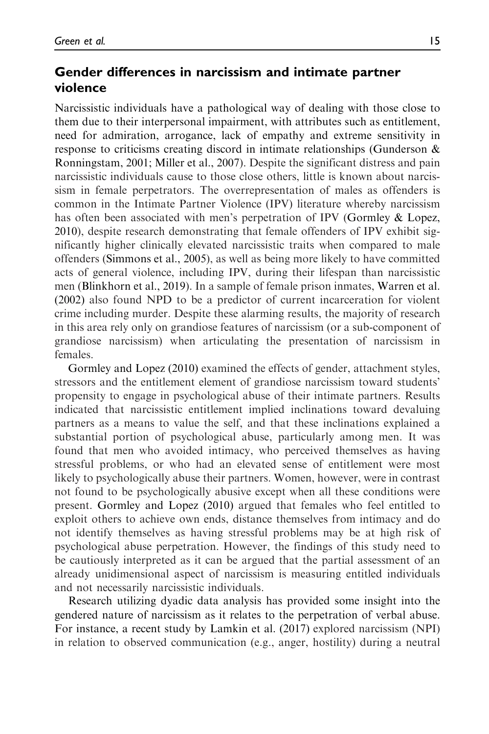## Gender differences in narcissism and intimate partner violence

Narcissistic individuals have a pathological way of dealing with those close to them due to their interpersonal impairment, with attributes such as entitlement, need for admiration, arrogance, lack of empathy and extreme sensitivity in response to criticisms creating discord in intimate relationships (Gunderson & Ronningstam, 2001; Miller et al., 2007). Despite the significant distress and pain narcissistic individuals cause to those close others, little is known about narcissism in female perpetrators. The overrepresentation of males as offenders is common in the Intimate Partner Violence (IPV) literature whereby narcissism has often been associated with men's perpetration of IPV (Gormley & Lopez, 2010), despite research demonstrating that female offenders of IPV exhibit significantly higher clinically elevated narcissistic traits when compared to male offenders (Simmons et al., 2005), as well as being more likely to have committed acts of general violence, including IPV, during their lifespan than narcissistic men (Blinkhorn et al., 2019). In a sample of female prison inmates, Warren et al. (2002) also found NPD to be a predictor of current incarceration for violent crime including murder. Despite these alarming results, the majority of research in this area rely only on grandiose features of narcissism (or a sub-component of grandiose narcissism) when articulating the presentation of narcissism in females.

Gormley and Lopez (2010) examined the effects of gender, attachment styles, stressors and the entitlement element of grandiose narcissism toward students' propensity to engage in psychological abuse of their intimate partners. Results indicated that narcissistic entitlement implied inclinations toward devaluing partners as a means to value the self, and that these inclinations explained a substantial portion of psychological abuse, particularly among men. It was found that men who avoided intimacy, who perceived themselves as having stressful problems, or who had an elevated sense of entitlement were most likely to psychologically abuse their partners. Women, however, were in contrast not found to be psychologically abusive except when all these conditions were present. Gormley and Lopez (2010) argued that females who feel entitled to exploit others to achieve own ends, distance themselves from intimacy and do not identify themselves as having stressful problems may be at high risk of psychological abuse perpetration. However, the findings of this study need to be cautiously interpreted as it can be argued that the partial assessment of an already unidimensional aspect of narcissism is measuring entitled individuals and not necessarily narcissistic individuals.

Research utilizing dyadic data analysis has provided some insight into the gendered nature of narcissism as it relates to the perpetration of verbal abuse. For instance, a recent study by Lamkin et al. (2017) explored narcissism (NPI) in relation to observed communication (e.g., anger, hostility) during a neutral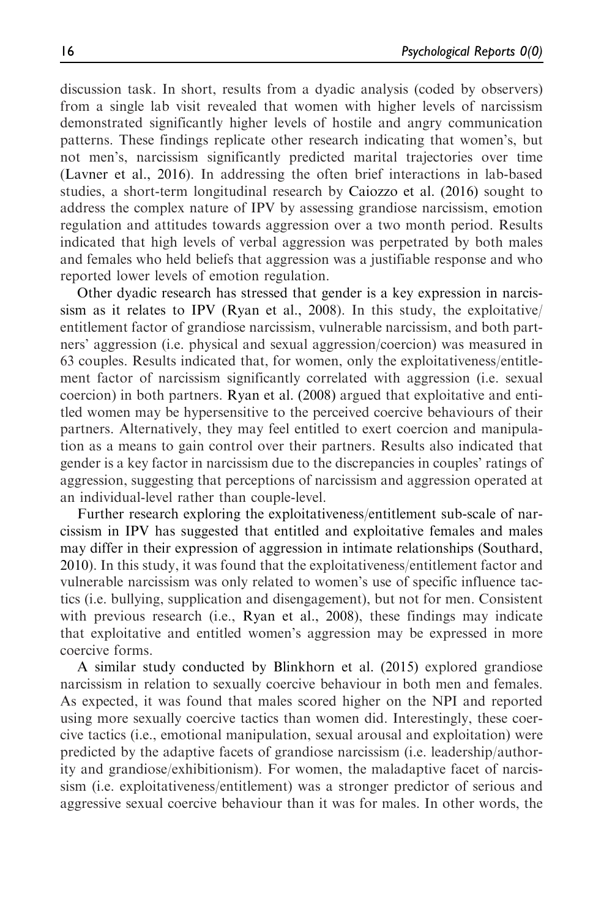discussion task. In short, results from a dyadic analysis (coded by observers) from a single lab visit revealed that women with higher levels of narcissism demonstrated significantly higher levels of hostile and angry communication patterns. These findings replicate other research indicating that women's, but not men's, narcissism significantly predicted marital trajectories over time (Lavner et al., 2016). In addressing the often brief interactions in lab-based studies, a short-term longitudinal research by Caiozzo et al. (2016) sought to address the complex nature of IPV by assessing grandiose narcissism, emotion regulation and attitudes towards aggression over a two month period. Results indicated that high levels of verbal aggression was perpetrated by both males and females who held beliefs that aggression was a justifiable response and who reported lower levels of emotion regulation.

Other dyadic research has stressed that gender is a key expression in narcissism as it relates to IPV (Ryan et al., 2008). In this study, the exploitative/entitlement factor of grandiose narcissism, vulnerable narcissism, and both partners' aggression (i.e. physical and sexual aggression/coercion) was measured in 63 couples. Results indicated that, for women, only the exploitativeness/entitlement factor of narcissism significantly correlated with aggression (i.e. sexual coercion) in both partners. Ryan et al. (2008) argued that exploitative and entitled women may be hypersensitive to the perceived coercive behaviours of their partners. Alternatively, they may feel entitled to exert coercion and manipulation as a means to gain control over their partners. Results also indicated that gender is a key factor in narcissism due to the discrepancies in couples' ratings of aggression, suggesting that perceptions of narcissism and aggression operated at an individual-level rather than couple-level.

Further research exploring the exploitativeness/entitlement sub-scale of narcissism in IPV has suggested that entitled and exploitative females and males may differ in their expression of aggression in intimate relationships (Southard, 2010). In this study, it was found that the exploitativeness/entitlement factor and vulnerable narcissism was only related to women's use of specific influence tactics (i.e. bullying, supplication and disengagement), but not for men. Consistent with previous research (i.e., Ryan et al., 2008), these findings may indicate that exploitative and entitled women's aggression may be expressed in more coercive forms.

A similar study conducted by Blinkhorn et al. (2015) explored grandiose narcissism in relation to sexually coercive behaviour in both men and females. As expected, it was found that males scored higher on the NPI and reported using more sexually coercive tactics than women did. Interestingly, these coercive tactics (i.e., emotional manipulation, sexual arousal and exploitation) were predicted by the adaptive facets of grandiose narcissism (i.e. leadership/authority and grandiose/exhibitionism). For women, the maladaptive facet of narcissism (i.e. exploitativeness/entitlement) was a stronger predictor of serious and aggressive sexual coercive behaviour than it was for males. In other words, the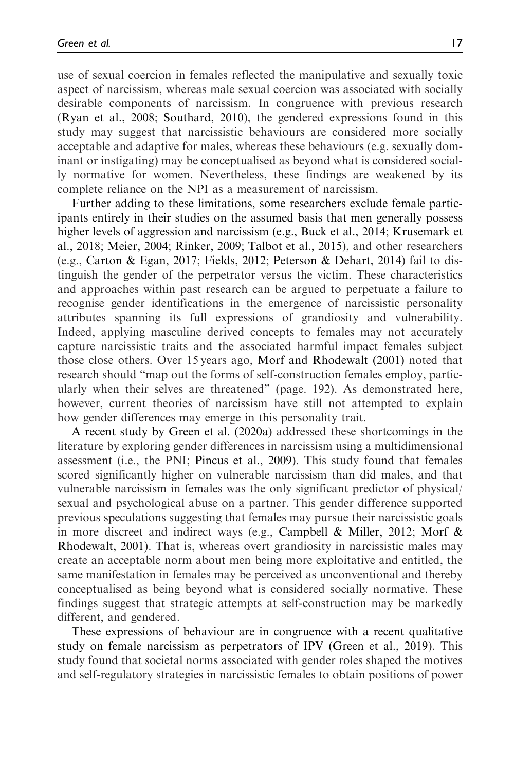use of sexual coercion in females reflected the manipulative and sexually toxic aspect of narcissism, whereas male sexual coercion was associated with socially desirable components of narcissism. In congruence with previous research (Ryan et al., 2008; Southard, 2010), the gendered expressions found in this study may suggest that narcissistic behaviours are considered more socially acceptable and adaptive for males, whereas these behaviours (e.g. sexually dominant or instigating) may be conceptualised as beyond what is considered socially normative for women. Nevertheless, these findings are weakened by its complete reliance on the NPI as a measurement of narcissism.

Further adding to these limitations, some researchers exclude female participants entirely in their studies on the assumed basis that men generally possess higher levels of aggression and narcissism (e.g., Buck et al., 2014; Krusemark et al., 2018; Meier, 2004; Rinker, 2009; Talbot et al., 2015), and other researchers (e.g., Carton & Egan, 2017; Fields, 2012; Peterson & Dehart, 2014) fail to distinguish the gender of the perpetrator versus the victim. These characteristics and approaches within past research can be argued to perpetuate a failure to recognise gender identifications in the emergence of narcissistic personality attributes spanning its full expressions of grandiosity and vulnerability. Indeed, applying masculine derived concepts to females may not accurately capture narcissistic traits and the associated harmful impact females subject those close others. Over 15 years ago, Morf and Rhodewalt (2001) noted that research should "map out the forms of self-construction females employ, particularly when their selves are threatened" (page. 192). As demonstrated here, however, current theories of narcissism have still not attempted to explain how gender differences may emerge in this personality trait.

A recent study by Green et al. (2020a) addressed these shortcomings in the literature by exploring gender differences in narcissism using a multidimensional assessment (i.e., the PNI; Pincus et al., 2009). This study found that females scored significantly higher on vulnerable narcissism than did males, and that vulnerable narcissism in females was the only significant predictor of physical/sexual and psychological abuse on a partner. This gender difference supported previous speculations suggesting that females may pursue their narcissistic goals in more discreet and indirect ways (e.g., Campbell & Miller, 2012; Morf & Rhodewalt, 2001). That is, whereas overt grandiosity in narcissistic males may create an acceptable norm about men being more exploitative and entitled, the same manifestation in females may be perceived as unconventional and thereby conceptualised as being beyond what is considered socially normative. These findings suggest that strategic attempts at self-construction may be markedly different, and gendered.

These expressions of behaviour are in congruence with a recent qualitative study on female narcissism as perpetrators of IPV (Green et al., 2019). This study found that societal norms associated with gender roles shaped the motives and self-regulatory strategies in narcissistic females to obtain positions of power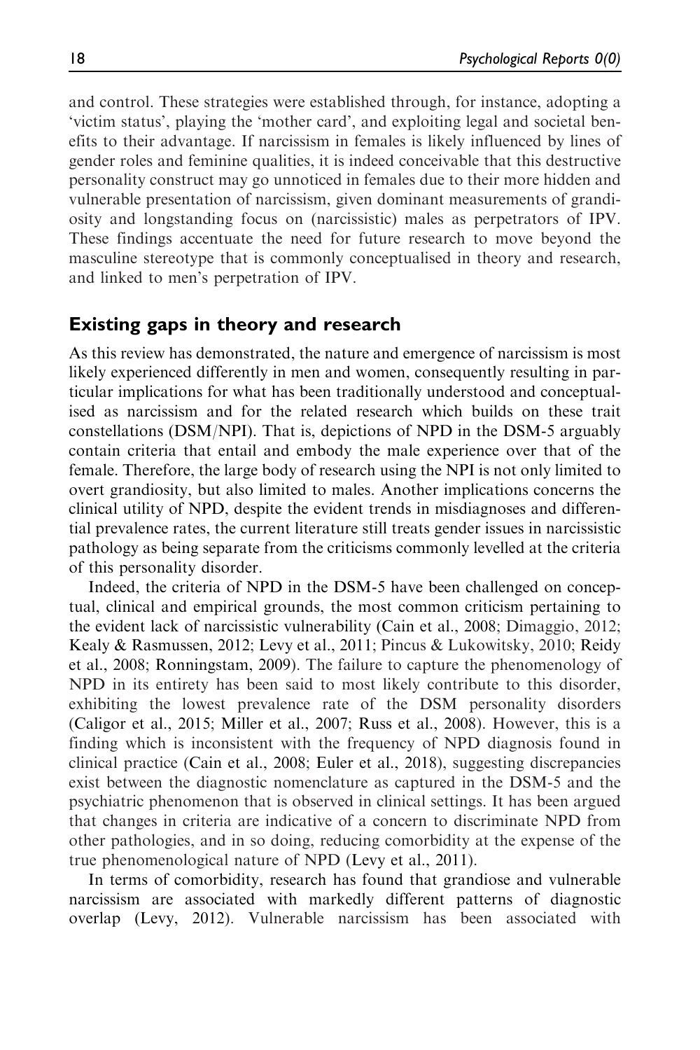and control. These strategies were established through, for instance, adopting a 'victim status', playing the 'mother card', and exploiting legal and societal benefits to their advantage. If narcissism in females is likely influenced by lines of gender roles and feminine qualities, it is indeed conceivable that this destructive personality construct may go unnoticed in females due to their more hidden and vulnerable presentation of narcissism, given dominant measurements of grandiosity and longstanding focus on (narcissistic) males as perpetrators of IPV. These findings accentuate the need for future research to move beyond the masculine stereotype that is commonly conceptualised in theory and research, and linked to men's perpetration of IPV.

## Existing gaps in theory and research

As this review has demonstrated, the nature and emergence of narcissism is most likely experienced differently in men and women, consequently resulting in particular implications for what has been traditionally understood and conceptualised as narcissism and for the related research which builds on these trait constellations (DSM/NPI). That is, depictions of NPD in the DSM-5 arguably contain criteria that entail and embody the male experience over that of the female. Therefore, the large body of research using the NPI is not only limited to overt grandiosity, but also limited to males. Another implications concerns the clinical utility of NPD, despite the evident trends in misdiagnoses and differential prevalence rates, the current literature still treats gender issues in narcissistic pathology as being separate from the criticisms commonly levelled at the criteria of this personality disorder.

Indeed, the criteria of NPD in the DSM-5 have been challenged on conceptual, clinical and empirical grounds, the most common criticism pertaining to the evident lack of narcissistic vulnerability (Cain et al., 2008; Dimaggio, 2012; Kealy & Rasmussen, 2012; Levy et al., 2011; Pincus & Lukowitsky, 2010; Reidy et al., 2008; Ronningstam, 2009). The failure to capture the phenomenology of NPD in its entirety has been said to most likely contribute to this disorder, exhibiting the lowest prevalence rate of the DSM personality disorders (Caligor et al., 2015; Miller et al., 2007; Russ et al., 2008). However, this is a finding which is inconsistent with the frequency of NPD diagnosis found in clinical practice (Cain et al., 2008; Euler et al., 2018), suggesting discrepancies exist between the diagnostic nomenclature as captured in the DSM-5 and the psychiatric phenomenon that is observed in clinical settings. It has been argued that changes in criteria are indicative of a concern to discriminate NPD from other pathologies, and in so doing, reducing comorbidity at the expense of the true phenomenological nature of NPD (Levy et al., 2011).

In terms of comorbidity, research has found that grandiose and vulnerable narcissism are associated with markedly different patterns of diagnostic overlap (Levy, 2012). Vulnerable narcissism has been associated with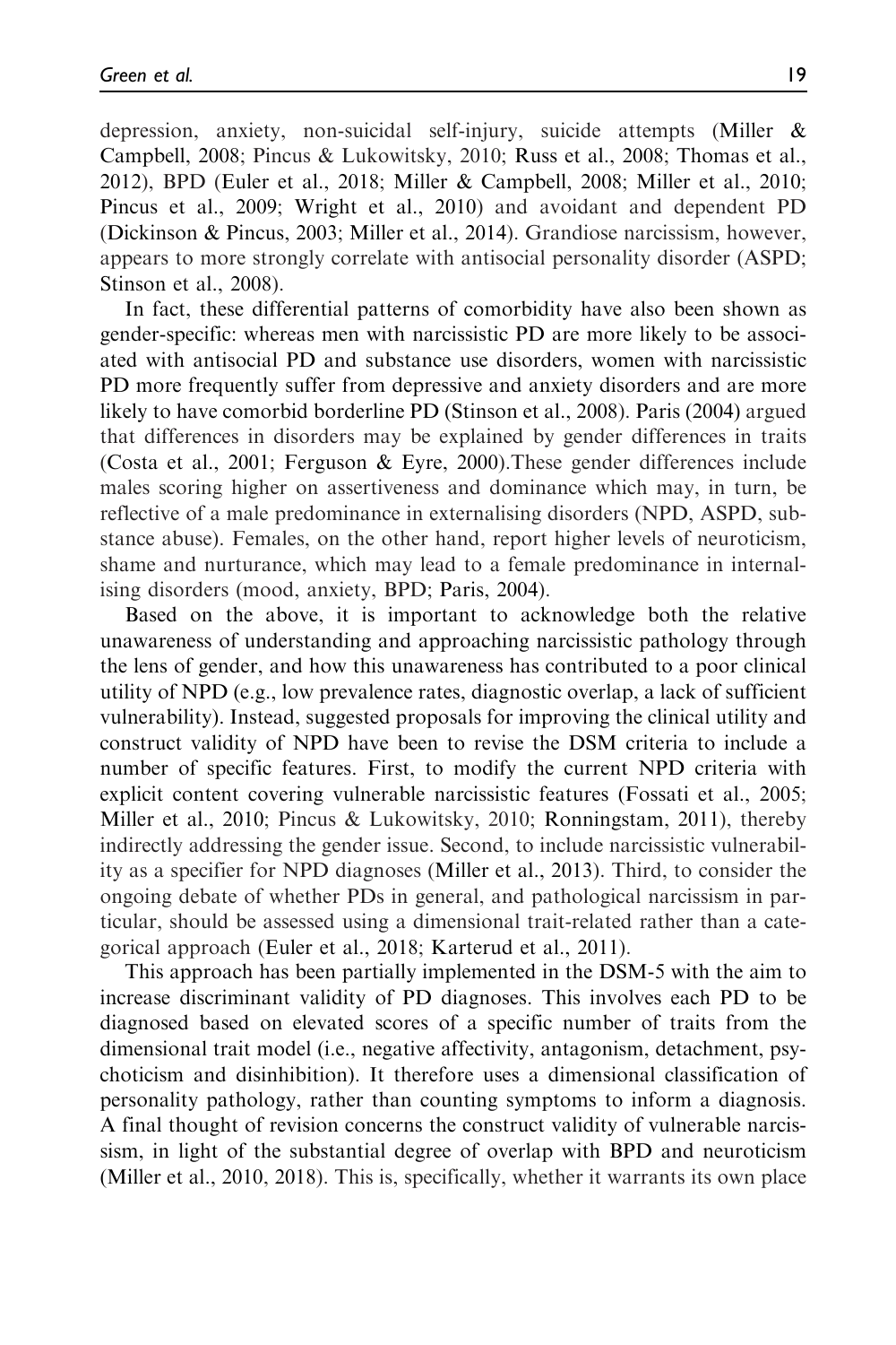depression, anxiety, non-suicidal self-injury, suicide attempts (Miller & Campbell, 2008; Pincus & Lukowitsky, 2010; Russ et al., 2008; Thomas et al., 2012), BPD (Euler et al., 2018; Miller & Campbell, 2008; Miller et al., 2010; Pincus et al., 2009; Wright et al., 2010) and avoidant and dependent PD (Dickinson & Pincus, 2003; Miller et al., 2014). Grandiose narcissism, however, appears to more strongly correlate with antisocial personality disorder (ASPD; Stinson et al., 2008).

In fact, these differential patterns of comorbidity have also been shown as gender-specific: whereas men with narcissistic PD are more likely to be associated with antisocial PD and substance use disorders, women with narcissistic PD more frequently suffer from depressive and anxiety disorders and are more likely to have comorbid borderline PD (Stinson et al., 2008). Paris (2004) argued that differences in disorders may be explained by gender differences in traits (Costa et al., 2001; Ferguson & Eyre, 2000).These gender differences include males scoring higher on assertiveness and dominance which may, in turn, be reflective of a male predominance in externalising disorders (NPD, ASPD, substance abuse). Females, on the other hand, report higher levels of neuroticism, shame and nurturance, which may lead to a female predominance in internalising disorders (mood, anxiety, BPD; Paris, 2004).

Based on the above, it is important to acknowledge both the relative unawareness of understanding and approaching narcissistic pathology through the lens of gender, and how this unawareness has contributed to a poor clinical utility of NPD (e.g., low prevalence rates, diagnostic overlap, a lack of sufficient vulnerability). Instead, suggested proposals for improving the clinical utility and construct validity of NPD have been to revise the DSM criteria to include a number of specific features. First, to modify the current NPD criteria with explicit content covering vulnerable narcissistic features (Fossati et al., 2005; Miller et al., 2010; Pincus & Lukowitsky, 2010; Ronningstam, 2011), thereby indirectly addressing the gender issue. Second, to include narcissistic vulnerability as a specifier for NPD diagnoses (Miller et al., 2013). Third, to consider the ongoing debate of whether PDs in general, and pathological narcissism in particular, should be assessed using a dimensional trait-related rather than a categorical approach (Euler et al., 2018; Karterud et al., 2011).

This approach has been partially implemented in the DSM-5 with the aim to increase discriminant validity of PD diagnoses. This involves each PD to be diagnosed based on elevated scores of a specific number of traits from the dimensional trait model (i.e., negative affectivity, antagonism, detachment, psychoticism and disinhibition). It therefore uses a dimensional classification of personality pathology, rather than counting symptoms to inform a diagnosis. A final thought of revision concerns the construct validity of vulnerable narcissism, in light of the substantial degree of overlap with BPD and neuroticism (Miller et al., 2010, 2018). This is, specifically, whether it warrants its own place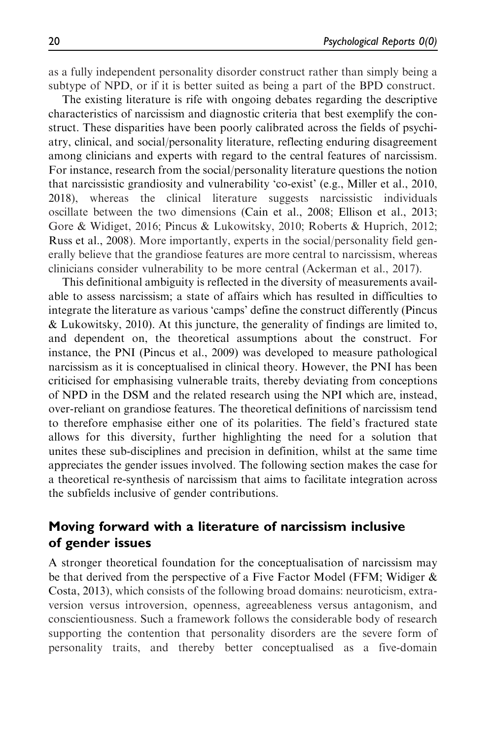as a fully independent personality disorder construct rather than simply being a subtype of NPD, or if it is better suited as being a part of the BPD construct.

The existing literature is rife with ongoing debates regarding the descriptive characteristics of narcissism and diagnostic criteria that best exemplify the construct. These disparities have been poorly calibrated across the fields of psychiatry, clinical, and social/personality literature, reflecting enduring disagreement among clinicians and experts with regard to the central features of narcissism. For instance, research from the social/personality literature questions the notion that narcissistic grandiosity and vulnerability 'co-exist' (e.g., Miller et al., 2010, 2018), whereas the clinical literature suggests narcissistic individuals oscillate between the two dimensions (Cain et al., 2008; Ellison et al., 2013; Gore & Widiget, 2016; Pincus & Lukowitsky, 2010; Roberts & Huprich, 2012; Russ et al., 2008). More importantly, experts in the social/personality field generally believe that the grandiose features are more central to narcissism, whereas clinicians consider vulnerability to be more central (Ackerman et al., 2017).

This definitional ambiguity is reflected in the diversity of measurements available to assess narcissism; a state of affairs which has resulted in difficulties to integrate the literature as various 'camps' define the construct differently (Pincus & Lukowitsky, 2010). At this juncture, the generality of findings are limited to, and dependent on, the theoretical assumptions about the construct. For instance, the PNI (Pincus et al., 2009) was developed to measure pathological narcissism as it is conceptualised in clinical theory. However, the PNI has been criticised for emphasising vulnerable traits, thereby deviating from conceptions of NPD in the DSM and the related research using the NPI which are, instead, over-reliant on grandiose features. The theoretical definitions of narcissism tend to therefore emphasise either one of its polarities. The field's fractured state allows for this diversity, further highlighting the need for a solution that unites these sub-disciplines and precision in definition, whilst at the same time appreciates the gender issues involved. The following section makes the case for a theoretical re-synthesis of narcissism that aims to facilitate integration across the subfields inclusive of gender contributions.

## Moving forward with a literature of narcissism inclusive of gender issues

A stronger theoretical foundation for the conceptualisation of narcissism may be that derived from the perspective of a Five Factor Model (FFM; Widiger & Costa, 2013), which consists of the following broad domains: neuroticism, extraversion versus introversion, openness, agreeableness versus antagonism, and conscientiousness. Such a framework follows the considerable body of research supporting the contention that personality disorders are the severe form of personality traits, and thereby better conceptualised as a five-domain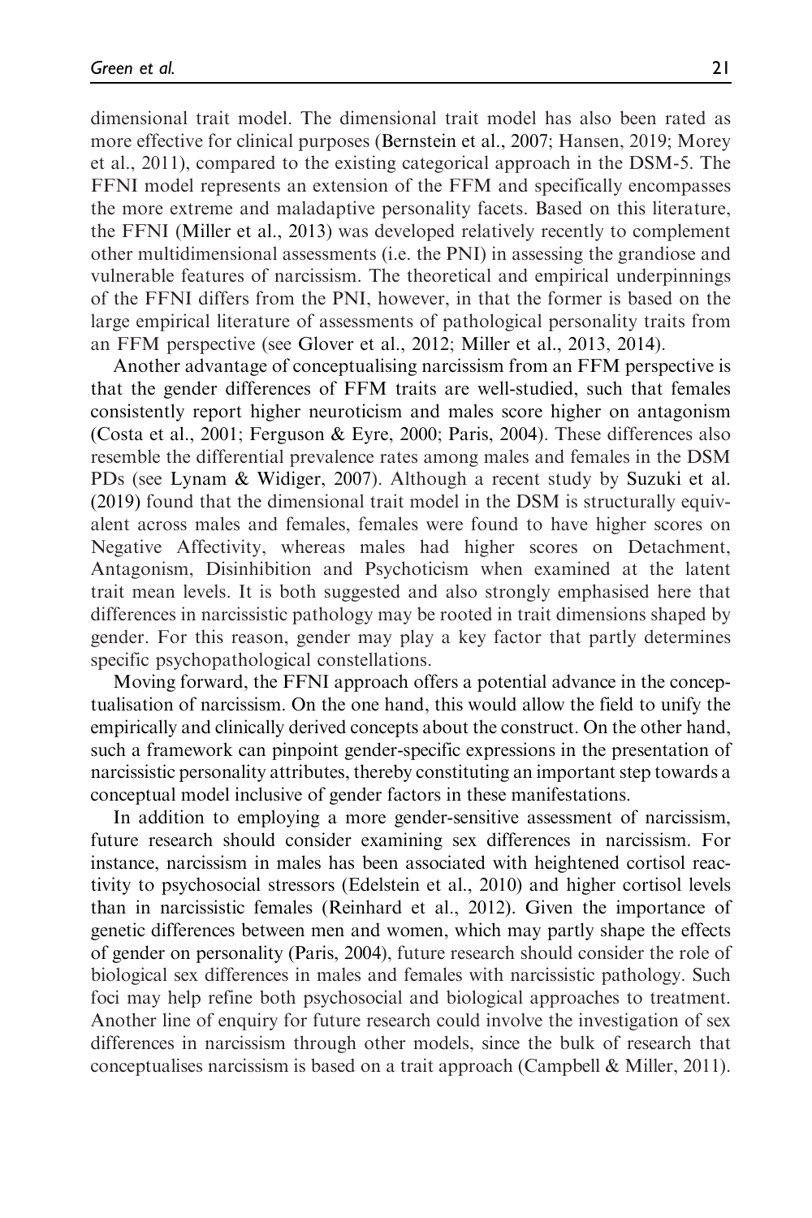dimensional trait model. The dimensional trait model has also been rated as more effective for clinical purposes (Bernstein et al., 2007; Hansen, 2019; Morey et al., 2011), compared to the existing categorical approach in the DSM-5. The FFNI model represents an extension of the FFM and specifically encompasses the more extreme and maladaptive personality facets. Based on this literature, the FFNI (Miller et al., 2013) was developed relatively recently to complement other multidimensional assessments (i.e. the PNI) in assessing the grandiose and vulnerable features of narcissism. The theoretical and empirical underpinnings of the FFNI differs from the PNI, however, in that the former is based on the large empirical literature of assessments of pathological personality traits from an FFM perspective (see Glover et al., 2012; Miller et al., 2013, 2014).

Another advantage of conceptualising narcissism from an FFM perspective is that the gender differences of FFM traits are well-studied, such that females consistently report higher neuroticism and males score higher on antagonism (Costa et al., 2001; Ferguson & Eyre, 2000; Paris, 2004). These differences also resemble the differential prevalence rates among males and females in the DSM PDs (see Lynam & Widiger, 2007). Although a recent study by Suzuki et al. (2019) found that the dimensional trait model in the DSM is structurally equivalent across males and females, females were found to have higher scores on Negative Affectivity, whereas males had higher scores on Detachment, Antagonism, Disinhibition and Psychoticism when examined at the latent trait mean levels. It is both suggested and also strongly emphasised here that differences in narcissistic pathology may be rooted in trait dimensions shaped by gender. For this reason, gender may play a key factor that partly determines specific psychopathological constellations.

Moving forward, the FFNI approach offers a potential advance in the conceptualisation of narcissism. On the one hand, this would allow the field to unify the empirically and clinically derived concepts about the construct. On the other hand, such a framework can pinpoint gender-specific expressions in the presentation of narcissistic personality attributes, thereby constituting an important step towards a conceptual model inclusive of gender factors in these manifestations.

In addition to employing a more gender-sensitive assessment of narcissism, future research should consider examining sex differences in narcissism. For instance, narcissism in males has been associated with heightened cortisol reactivity to psychosocial stressors (Edelstein et al., 2010) and higher cortisol levels than in narcissistic females (Reinhard et al., 2012). Given the importance of genetic differences between men and women, which may partly shape the effects of gender on personality (Paris, 2004), future research should consider the role of biological sex differences in males and females with narcissistic pathology. Such foci may help refine both psychosocial and biological approaches to treatment. Another line of enquiry for future research could involve the investigation of sex differences in narcissism through other models, since the bulk of research that conceptualises narcissism is based on a trait approach (Campbell & Miller, 2011).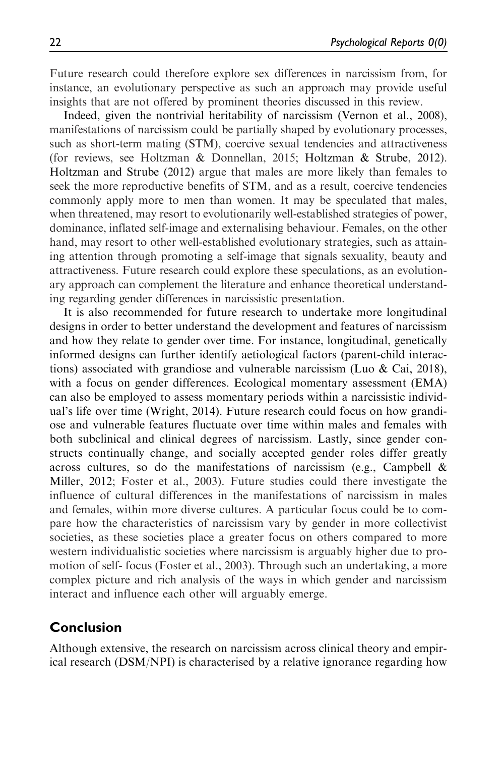Future research could therefore explore sex differences in narcissism from, for instance, an evolutionary perspective as such an approach may provide useful insights that are not offered by prominent theories discussed in this review.

Indeed, given the nontrivial heritability of narcissism (Vernon et al., 2008), manifestations of narcissism could be partially shaped by evolutionary processes, such as short-term mating (STM), coercive sexual tendencies and attractiveness (for reviews, see Holtzman & Donnellan, 2015; Holtzman & Strube, 2012). Holtzman and Strube (2012) argue that males are more likely than females to seek the more reproductive benefits of STM, and as a result, coercive tendencies commonly apply more to men than women. It may be speculated that males, when threatened, may resort to evolutionarily well-established strategies of power, dominance, inflated self-image and externalising behaviour. Females, on the other hand, may resort to other well-established evolutionary strategies, such as attaining attention through promoting a self-image that signals sexuality, beauty and attractiveness. Future research could explore these speculations, as an evolutionary approach can complement the literature and enhance theoretical understanding regarding gender differences in narcissistic presentation.

It is also recommended for future research to undertake more longitudinal designs in order to better understand the development and features of narcissism and how they relate to gender over time. For instance, longitudinal, genetically informed designs can further identify aetiological factors (parent-child interactions) associated with grandiose and vulnerable narcissism (Luo & Cai, 2018), with a focus on gender differences. Ecological momentary assessment (EMA) can also be employed to assess momentary periods within a narcissistic individual's life over time (Wright, 2014). Future research could focus on how grandiose and vulnerable features fluctuate over time within males and females with both subclinical and clinical degrees of narcissism. Lastly, since gender constructs continually change, and socially accepted gender roles differ greatly across cultures, so do the manifestations of narcissism (e.g., Campbell & Miller, 2012; Foster et al., 2003). Future studies could there investigate the influence of cultural differences in the manifestations of narcissism in males and females, within more diverse cultures. A particular focus could be to compare how the characteristics of narcissism vary by gender in more collectivist societies, as these societies place a greater focus on others compared to more western individualistic societies where narcissism is arguably higher due to promotion of self- focus (Foster et al., 2003). Through such an undertaking, a more complex picture and rich analysis of the ways in which gender and narcissism interact and influence each other will arguably emerge.

## Conclusion

Although extensive, the research on narcissism across clinical theory and empirical research (DSM/NPI) is characterised by a relative ignorance regarding how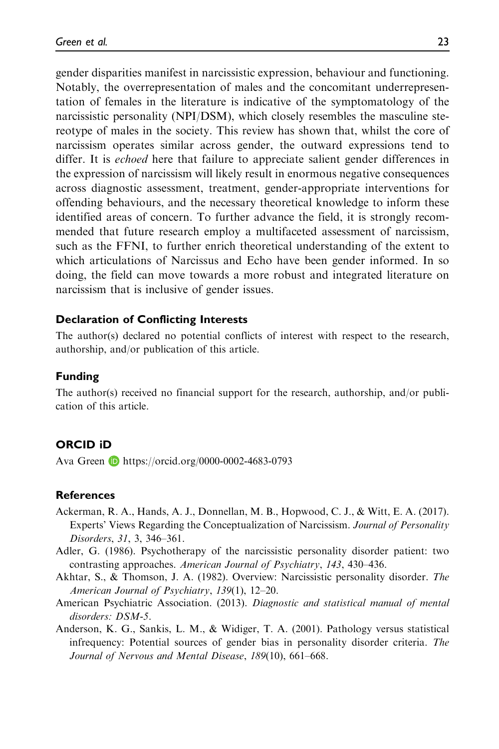gender disparities manifest in narcissistic expression, behaviour and functioning. Notably, the overrepresentation of males and the concomitant underrepresentation of females in the literature is indicative of the symptomatology of the narcissistic personality (NPI/DSM), which closely resembles the masculine stereotype of males in the society. This review has shown that, whilst the core of narcissism operates similar across gender, the outward expressions tend to differ. It is *echoed* here that failure to appreciate salient gender differences in the expression of narcissism will likely result in enormous negative consequences across diagnostic assessment, treatment, gender-appropriate interventions for offending behaviours, and the necessary theoretical knowledge to inform these identified areas of concern. To further advance the field, it is strongly recommended that future research employ a multifaceted assessment of narcissism, such as the FFNI, to further enrich theoretical understanding of the extent to which articulations of Narcissus and Echo have been gender informed. In so doing, the field can move towards a more robust and integrated literature on narcissism that is inclusive of gender issues.

### Declaration of Conflicting Interests

The author(s) declared no potential conflicts of interest with respect to the research, authorship, and/or publication of this article.

### Funding

The author(s) received no financial support for the research, authorship, and/or publication of this article.

### ORCID iD

Ava Green https://orcid.org/0000-0002-4683-0793

### References

Ackerman, R. A., Hands, A. J., Donnellan, M. B., Hopwood, C. J., & Witt, E. A. (2017). Experts' Views Regarding the Conceptualization of Narcissism. *Journal of Personality Disorders*, *31*, 3, 346–361.

Adler, G. (1986). Psychotherapy of the narcissistic personality disorder patient: two contrasting approaches. *American Journal of Psychiatry*, *143*, 430–436.

Akhtar, S., & Thomson, J. A. (1982). Overview: Narcissistic personality disorder. *The American Journal of Psychiatry*, *139*(1), 12–20.

American Psychiatric Association. (2013). *Diagnostic and statistical manual of mental disorders: DSM-5*.

Anderson, K. G., Sankis, L. M., & Widiger, T. A. (2001). Pathology versus statistical infrequency: Potential sources of gender bias in personality disorder criteria. *The Journal of Nervous and Mental Disease*, *189*(10), 661–668.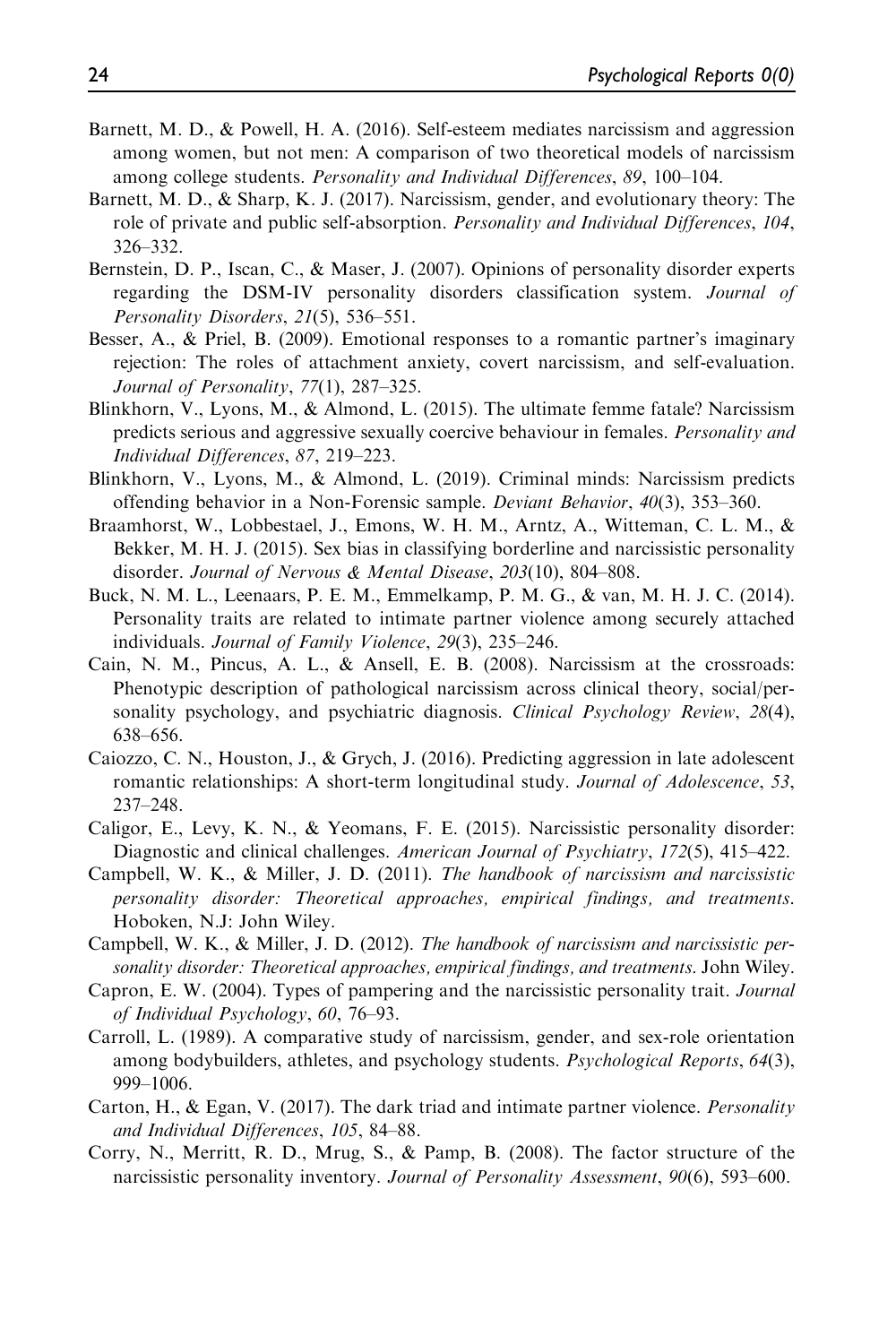Barnett, M. D., & Powell, H. A. (2016). Self-esteem mediates narcissism and aggression among women, but not men: A comparison of two theoretical models of narcissism among college students. *Personality and Individual Differences*, *89*, 100–104.

Barnett, M. D., & Sharp, K. J. (2017). Narcissism, gender, and evolutionary theory: The role of private and public self-absorption. *Personality and Individual Differences*, *104*, 326–332.

Bernstein, D. P., Iscan, C., & Maser, J. (2007). Opinions of personality disorder experts regarding the DSM-IV personality disorders classification system. *Journal of Personality Disorders*, *21*(5), 536–551.

Besser, A., & Priel, B. (2009). Emotional responses to a romantic partner's imaginary rejection: The roles of attachment anxiety, covert narcissism, and self-evaluation. *Journal of Personality*, *77*(1), 287–325.

Blinkhorn, V., Lyons, M., & Almond, L. (2015). The ultimate femme fatale? Narcissism predicts serious and aggressive sexually coercive behaviour in females. *Personality and Individual Differences*, *87*, 219–223.

Blinkhorn, V., Lyons, M., & Almond, L. (2019). Criminal minds: Narcissism predicts offending behavior in a Non-Forensic sample. *Deviant Behavior*, *40*(3), 353–360.

Braamhorst, W., Lobbestael, J., Emons, W. H. M., Arntz, A., Witteman, C. L. M., & Bekker, M. H. J. (2015). Sex bias in classifying borderline and narcissistic personality disorder. *Journal of Nervous & Mental Disease*, *203*(10), 804–808.

Buck, N. M. L., Leenaars, P. E. M., Emmelkamp, P. M. G., & van, M. H. J. C. (2014). Personality traits are related to intimate partner violence among securely attached individuals. *Journal of Family Violence*, *29*(3), 235–246.

Cain, N. M., Pincus, A. L., & Ansell, E. B. (2008). Narcissism at the crossroads: Phenotypic description of pathological narcissism across clinical theory, social/personality psychology, and psychiatric diagnosis. *Clinical Psychology Review*, *28*(4), 638–656.

Caiozzo, C. N., Houston, J., & Grych, J. (2016). Predicting aggression in late adolescent romantic relationships: A short-term longitudinal study. *Journal of Adolescence*, *53*, 237–248.

Caligor, E., Levy, K. N., & Yeomans, F. E. (2015). Narcissistic personality disorder: Diagnostic and clinical challenges. *American Journal of Psychiatry*, *172*(5), 415–422.

Campbell, W. K., & Miller, J. D. (2011). *The handbook of narcissism and narcissistic personality disorder: Theoretical approaches, empirical findings, and treatments*. Hoboken, N.J: John Wiley.

Campbell, W. K., & Miller, J. D. (2012). *The handbook of narcissism and narcissistic personality disorder: Theoretical approaches, empirical findings, and treatments*. John Wiley.

Capron, E. W. (2004). Types of pampering and the narcissistic personality trait. *Journal of Individual Psychology*, *60*, 76–93.

Carroll, L. (1989). A comparative study of narcissism, gender, and sex-role orientation among bodybuilders, athletes, and psychology students. *Psychological Reports*, *64*(3), 999–1006.

Carton, H., & Egan, V. (2017). The dark triad and intimate partner violence. *Personality and Individual Differences*, *105*, 84–88.

Corry, N., Merritt, R. D., Mrug, S., & Pamp, B. (2008). The factor structure of the narcissistic personality inventory. *Journal of Personality Assessment*, *90*(6), 593–600.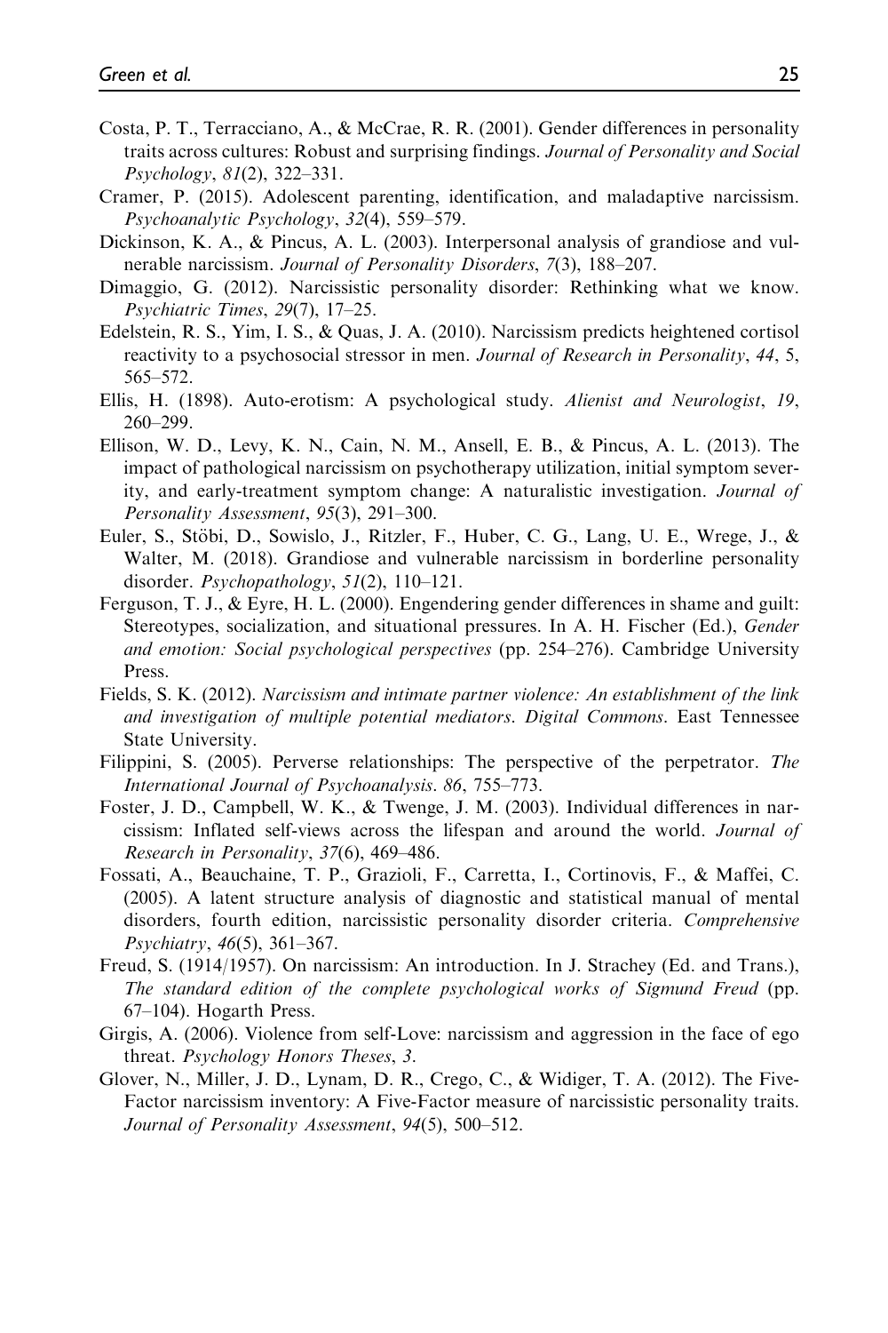Costa, P. T., Terracciano, A., & McCrae, R. R. (2001). Gender differences in personality traits across cultures: Robust and surprising findings. *Journal of Personality and Social Psychology*, *81*(2), 322–331.

Cramer, P. (2015). Adolescent parenting, identification, and maladaptive narcissism. *Psychoanalytic Psychology*, *32*(4), 559–579.

Dickinson, K. A., & Pincus, A. L. (2003). Interpersonal analysis of grandiose and vulnerable narcissism. *Journal of Personality Disorders*, *7*(3), 188–207.

Dimaggio, G. (2012). Narcissistic personality disorder: Rethinking what we know. *Psychiatric Times*, *29*(7), 17–25.

Edelstein, R. S., Yim, I. S., & Quas, J. A. (2010). Narcissism predicts heightened cortisol reactivity to a psychosocial stressor in men. *Journal of Research in Personality*, *44*, 5, 565–572.

Ellis, H. (1898). Auto-erotism: A psychological study. *Alienist and Neurologist*, *19*, 260–299.

Ellison, W. D., Levy, K. N., Cain, N. M., Ansell, E. B., & Pincus, A. L. (2013). The impact of pathological narcissism on psychotherapy utilization, initial symptom severity, and early-treatment symptom change: A naturalistic investigation. *Journal of Personality Assessment*, *95*(3), 291–300.

Euler, S., Stöbi, D., Sowislo, J., Ritzler, F., Huber, C. G., Lang, U. E., Wrege, J., & Walter, M. (2018). Grandiose and vulnerable narcissism in borderline personality disorder. *Psychopathology*, *51*(2), 110–121.

Ferguson, T. J., & Eyre, H. L. (2000). Engendering gender differences in shame and guilt: Stereotypes, socialization, and situational pressures. In A. H. Fischer (Ed.), *Gender and emotion: Social psychological perspectives* (pp. 254–276). Cambridge University Press.

Fields, S. K. (2012). *Narcissism and intimate partner violence: An establishment of the link and investigation of multiple potential mediators. Digital Commons*. East Tennessee State University.

Filippini, S. (2005). Perverse relationships: The perspective of the perpetrator. *The International Journal of Psychoanalysis*. *86*, 755–773.

Foster, J. D., Campbell, W. K., & Twenge, J. M. (2003). Individual differences in narcissism: Inflated self-views across the lifespan and around the world. *Journal of Research in Personality*, *37*(6), 469–486.

Fossati, A., Beauchaine, T. P., Grazioli, F., Carretta, I., Cortinovis, F., & Maffei, C. (2005). A latent structure analysis of diagnostic and statistical manual of mental disorders, fourth edition, narcissistic personality disorder criteria. *Comprehensive Psychiatry*, *46*(5), 361–367.

Freud, S. (1914/1957). On narcissism: An introduction. In J. Strachey (Ed. and Trans.), *The standard edition of the complete psychological works of Sigmund Freud* (pp. 67–104). Hogarth Press.

Girgis, A. (2006). Violence from self-Love: narcissism and aggression in the face of ego threat. *Psychology Honors Theses*, *3*.

Glover, N., Miller, J. D., Lynam, D. R., Crego, C., & Widiger, T. A. (2012). The Five-Factor narcissism inventory: A Five-Factor measure of narcissistic personality traits. *Journal of Personality Assessment*, *94*(5), 500–512.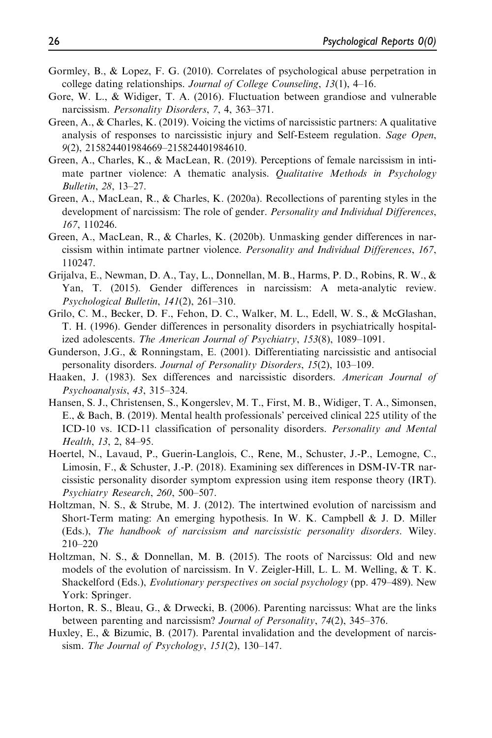Gormley, B., & Lopez, F. G. (2010). Correlates of psychological abuse perpetration in college dating relationships. *Journal of College Counseling*, *13*(1), 4–16.

Gore, W. L., & Widiger, T. A. (2016). Fluctuation between grandiose and vulnerable narcissism. *Personality Disorders*, *7*, 4, 363–371.

Green, A., & Charles, K. (2019). Voicing the victims of narcissistic partners: A qualitative analysis of responses to narcissistic injury and Self-Esteem regulation. *Sage Open*, *9*(2), 215824401984669–215824401984610.

Green, A., Charles, K., & MacLean, R. (2019). Perceptions of female narcissism in intimate partner violence: A thematic analysis. *Qualitative Methods in Psychology Bulletin*, *28*, 13–27.

Green, A., MacLean, R., & Charles, K. (2020a). Recollections of parenting styles in the development of narcissism: The role of gender. *Personality and Individual Differences*, *167*, 110246.

Green, A., MacLean, R., & Charles, K. (2020b). Unmasking gender differences in narcissism within intimate partner violence. *Personality and Individual Differences*, *167*, 110247.

Grijalva, E., Newman, D. A., Tay, L., Donnellan, M. B., Harms, P. D., Robins, R. W., & Yan, T. (2015). Gender differences in narcissism: A meta-analytic review. *Psychological Bulletin*, *141*(2), 261–310.

Grilo, C. M., Becker, D. F., Fehon, D. C., Walker, M. L., Edell, W. S., & McGlashan, T. H. (1996). Gender differences in personality disorders in psychiatrically hospitalized adolescents. *The American Journal of Psychiatry*, *153*(8), 1089–1091.

Gunderson, J.G., & Ronningstam, E. (2001). Differentiating narcissistic and antisocial personality disorders. *Journal of Personality Disorders*, *15*(2), 103–109.

Haaken, J. (1983). Sex differences and narcissistic disorders. *American Journal of Psychoanalysis*, *43*, 315–324.

Hansen, S. J., Christensen, S., Kongerslev, M. T., First, M. B., Widiger, T. A., Simonsen, E., & Bach, B. (2019). Mental health professionals' perceived clinical 225 utility of the ICD-10 vs. ICD-11 classification of personality disorders. *Personality and Mental Health*, *13*, 2, 84–95.

Hoertel, N., Lavaud, P., Guerin-Langlois, C., Rene, M., Schuster, J.-P., Lemogne, C., Limosin, F., & Schuster, J.-P. (2018). Examining sex differences in DSM-IV-TR narcissistic personality disorder symptom expression using item response theory (IRT). *Psychiatry Research*, *260*, 500–507.

Holtzman, N. S., & Strube, M. J. (2012). The intertwined evolution of narcissism and Short-Term mating: An emerging hypothesis. In W. K. Campbell & J. D. Miller (Eds.), *The handbook of narcissism and narcissistic personality disorders*. Wiley. 210–220

Holtzman, N. S., & Donnellan, M. B. (2015). The roots of Narcissus: Old and new models of the evolution of narcissism. In V. Zeigler-Hill, L. L. M. Welling, & T. K. Shackelford (Eds.), *Evolutionary perspectives on social psychology* (pp. 479–489). New York: Springer.

Horton, R. S., Bleau, G., & Drwecki, B. (2006). Parenting narcissus: What are the links between parenting and narcissism? *Journal of Personality*, *74*(2), 345–376.

Huxley, E., & Bizumic, B. (2017). Parental invalidation and the development of narcissism. *The Journal of Psychology*, *151*(2), 130–147.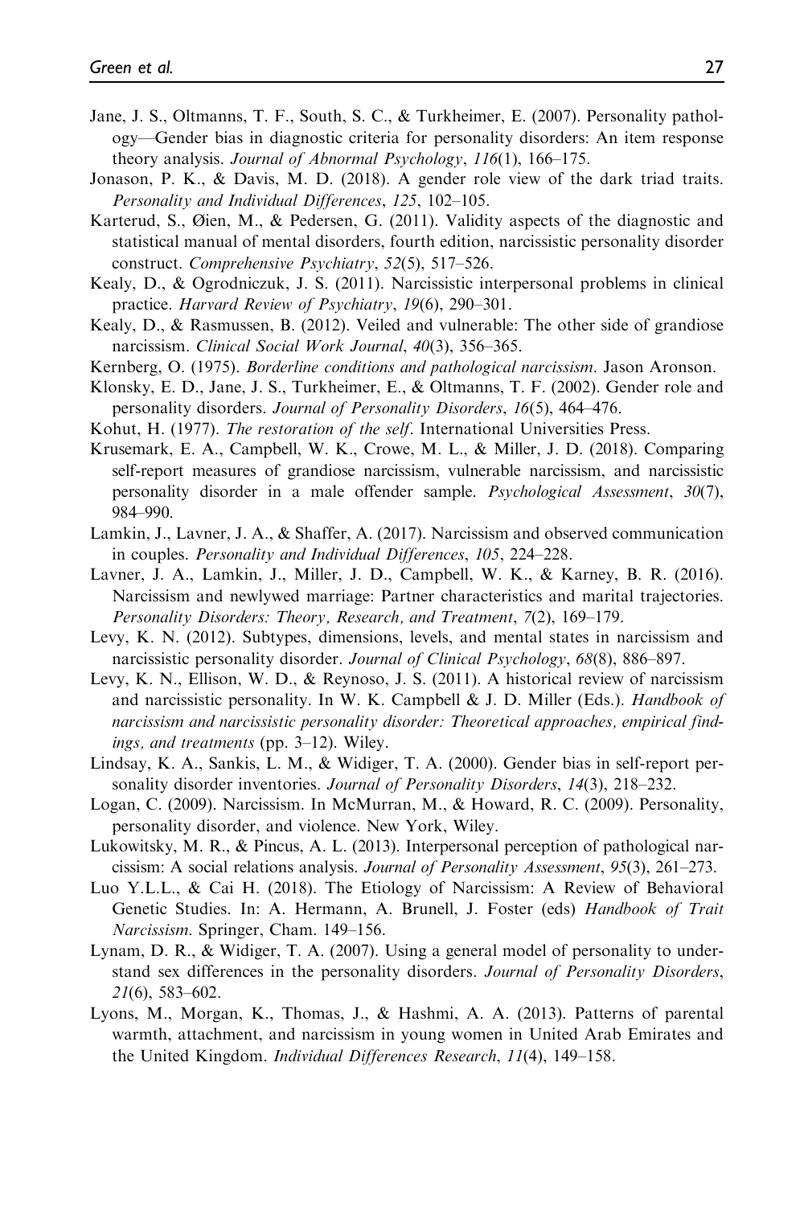Jane, J. S., Oltmanns, T. F., South, S. C., & Turkheimer, E. (2007). Personality pathology—Gender bias in diagnostic criteria for personality disorders: An item response theory analysis. *Journal of Abnormal Psychology*, *116*(1), 166–175.

Jonason, P. K., & Davis, M. D. (2018). A gender role view of the dark triad traits. *Personality and Individual Differences*, *125*, 102–105.

Karterud, S., Øien, M., & Pedersen, G. (2011). Validity aspects of the diagnostic and statistical manual of mental disorders, fourth edition, narcissistic personality disorder construct. *Comprehensive Psychiatry*, *52*(5), 517–526.

Kealy, D., & Ogrodniczuk, J. S. (2011). Narcissistic interpersonal problems in clinical practice. *Harvard Review of Psychiatry*, *19*(6), 290–301.

Kealy, D., & Rasmussen, B. (2012). Veiled and vulnerable: The other side of grandiose narcissism. *Clinical Social Work Journal*, *40*(3), 356–365.

Kernberg, O. (1975). *Borderline conditions and pathological narcissism*. Jason Aronson.

Klonsky, E. D., Jane, J. S., Turkheimer, E., & Oltmanns, T. F. (2002). Gender role and personality disorders. *Journal of Personality Disorders*, *16*(5), 464–476.

Kohut, H. (1977). *The restoration of the self*. International Universities Press.

Krusemark, E. A., Campbell, W. K., Crowe, M. L., & Miller, J. D. (2018). Comparing self-report measures of grandiose narcissism, vulnerable narcissism, and narcissistic personality disorder in a male offender sample. *Psychological Assessment*, *30*(7), 984–990.

Lamkin, J., Lavner, J. A., & Shaffer, A. (2017). Narcissism and observed communication in couples. *Personality and Individual Differences*, *105*, 224–228.

Lavner, J. A., Lamkin, J., Miller, J. D., Campbell, W. K., & Karney, B. R. (2016). Narcissism and newlywed marriage: Partner characteristics and marital trajectories. *Personality Disorders: Theory, Research, and Treatment*, *7*(2), 169–179.

Levy, K. N. (2012). Subtypes, dimensions, levels, and mental states in narcissism and narcissistic personality disorder. *Journal of Clinical Psychology*, *68*(8), 886–897.

Levy, K. N., Ellison, W. D., & Reynoso, J. S. (2011). A historical review of narcissism and narcissistic personality. In W. K. Campbell & J. D. Miller (Eds.). *Handbook of narcissism and narcissistic personality disorder: Theoretical approaches, empirical findings, and treatments* (pp. 3–12). Wiley.

Lindsay, K. A., Sankis, L. M., & Widiger, T. A. (2000). Gender bias in self-report personality disorder inventories. *Journal of Personality Disorders*, *14*(3), 218–232.

Logan, C. (2009). Narcissism. In McMurran, M., & Howard, R. C. (2009). Personality, personality disorder, and violence. New York, Wiley.

Lukowitsky, M. R., & Pincus, A. L. (2013). Interpersonal perception of pathological narcissism: A social relations analysis. *Journal of Personality Assessment*, *95*(3), 261–273.

Luo Y.L.L., & Cai H. (2018). The Etiology of Narcissism: A Review of Behavioral Genetic Studies. In: A. Hermann, A. Brunell, J. Foster (eds) *Handbook of Trait Narcissism*. Springer, Cham. 149–156.

Lynam, D. R., & Widiger, T. A. (2007). Using a general model of personality to understand sex differences in the personality disorders. *Journal of Personality Disorders*, *21*(6), 583–602.

Lyons, M., Morgan, K., Thomas, J., & Hashmi, A. A. (2013). Patterns of parental warmth, attachment, and narcissism in young women in United Arab Emirates and the United Kingdom. *Individual Differences Research*, *11*(4), 149–158.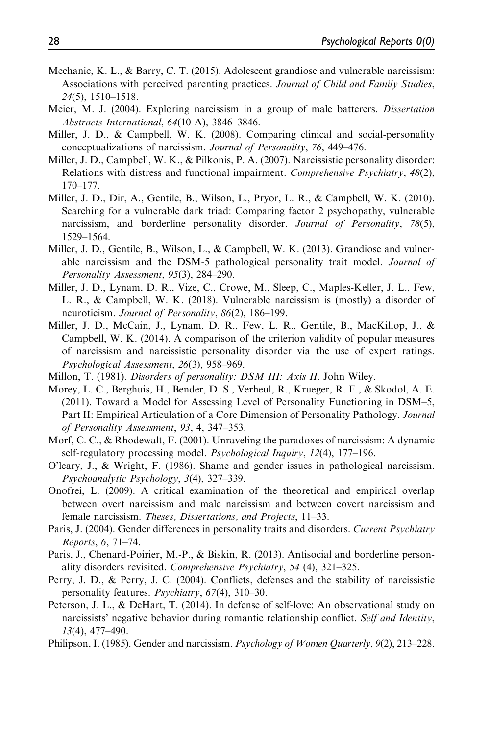Mechanic, K. L., & Barry, C. T. (2015). Adolescent grandiose and vulnerable narcissism: Associations with perceived parenting practices. *Journal of Child and Family Studies*, *24*(5), 1510–1518.

Meier, M. J. (2004). Exploring narcissism in a group of male batterers. *Dissertation Abstracts International*, *64*(10-A), 3846–3846.

Miller, J. D., & Campbell, W. K. (2008). Comparing clinical and social-personality conceptualizations of narcissism. *Journal of Personality*, *76*, 449–476.

Miller, J. D., Campbell, W. K., & Pilkonis, P. A. (2007). Narcissistic personality disorder: Relations with distress and functional impairment. *Comprehensive Psychiatry*, *48*(2), 170–177.

Miller, J. D., Dir, A., Gentile, B., Wilson, L., Pryor, L. R., & Campbell, W. K. (2010). Searching for a vulnerable dark triad: Comparing factor 2 psychopathy, vulnerable narcissism, and borderline personality disorder. *Journal of Personality*, *78*(5), 1529–1564.

Miller, J. D., Gentile, B., Wilson, L., & Campbell, W. K. (2013). Grandiose and vulnerable narcissism and the DSM-5 pathological personality trait model. *Journal of Personality Assessment*, *95*(3), 284–290.

Miller, J. D., Lynam, D. R., Vize, C., Crowe, M., Sleep, C., Maples-Keller, J. L., Few, L. R., & Campbell, W. K. (2018). Vulnerable narcissism is (mostly) a disorder of neuroticism. *Journal of Personality*, *86*(2), 186–199.

Miller, J. D., McCain, J., Lynam, D. R., Few, L. R., Gentile, B., MacKillop, J., & Campbell, W. K. (2014). A comparison of the criterion validity of popular measures of narcissism and narcissistic personality disorder via the use of expert ratings. *Psychological Assessment*, *26*(3), 958–969.

Millon, T. (1981). *Disorders of personality: DSM III: Axis II*. John Wiley.

Morey, L. C., Berghuis, H., Bender, D. S., Verheul, R., Krueger, R. F., & Skodol, A. E. (2011). Toward a Model for Assessing Level of Personality Functioning in DSM–5, Part II: Empirical Articulation of a Core Dimension of Personality Pathology. *Journal of Personality Assessment*, *93*, 4, 347–353.

Morf, C. C., & Rhodewalt, F. (2001). Unraveling the paradoxes of narcissism: A dynamic self-regulatory processing model. *Psychological Inquiry*, *12*(4), 177–196.

O'leary, J., & Wright, F. (1986). Shame and gender issues in pathological narcissism. *Psychoanalytic Psychology*, *3*(4), 327–339.

Onofrei, L. (2009). A critical examination of the theoretical and empirical overlap between overt narcissism and male narcissism and between covert narcissism and female narcissism. *Theses, Dissertations, and Projects*, 11–33.

Paris, J. (2004). Gender differences in personality traits and disorders. *Current Psychiatry Reports*, *6*, 71–74.

Paris, J., Chenard-Poirier, M.-P., & Biskin, R. (2013). Antisocial and borderline personality disorders revisited. *Comprehensive Psychiatry*, *54* (4), 321–325.

Perry, J. D., & Perry, J. C. (2004). Conflicts, defenses and the stability of narcissistic personality features. *Psychiatry*, *67*(4), 310–30.

Peterson, J. L., & DeHart, T. (2014). In defense of self-love: An observational study on narcissists' negative behavior during romantic relationship conflict. *Self and Identity*, *13*(4), 477–490.

Philipson, I. (1985). Gender and narcissism. *Psychology of Women Quarterly*, *9*(2), 213–228.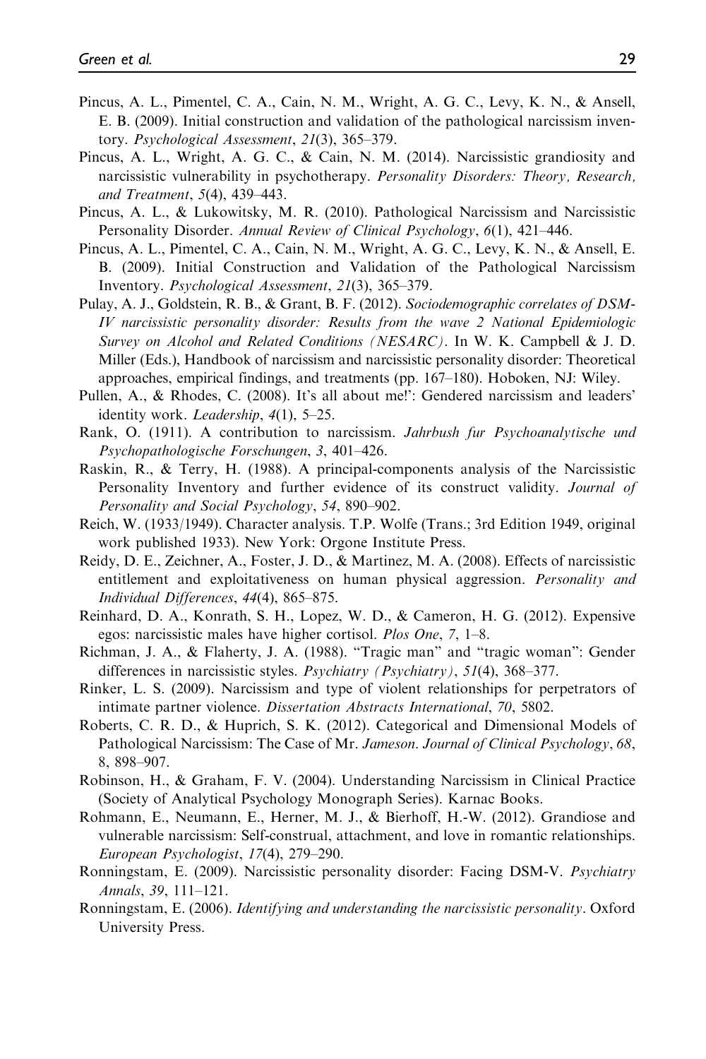Pincus, A. L., Pimentel, C. A., Cain, N. M., Wright, A. G. C., Levy, K. N., & Ansell, E. B. (2009). Initial construction and validation of the pathological narcissism inventory. *Psychological Assessment*, *21*(3), 365–379.

Pincus, A. L., Wright, A. G. C., & Cain, N. M. (2014). Narcissistic grandiosity and narcissistic vulnerability in psychotherapy. *Personality Disorders: Theory, Research, and Treatment*, *5*(4), 439–443.

Pincus, A. L., & Lukowitsky, M. R. (2010). Pathological Narcissism and Narcissistic Personality Disorder. *Annual Review of Clinical Psychology*, *6*(1), 421–446.

Pincus, A. L., Pimentel, C. A., Cain, N. M., Wright, A. G. C., Levy, K. N., & Ansell, E. B. (2009). Initial Construction and Validation of the Pathological Narcissism Inventory. *Psychological Assessment*, *21*(3), 365–379.

Pulay, A. J., Goldstein, R. B., & Grant, B. F. (2012). *Sociodemographic correlates of DSM-IV narcissistic personality disorder: Results from the wave 2 National Epidemiologic Survey on Alcohol and Related Conditions (NESARC)*. In W. K. Campbell & J. D. Miller (Eds.), Handbook of narcissism and narcissistic personality disorder: Theoretical approaches, empirical findings, and treatments (pp. 167–180). Hoboken, NJ: Wiley.

Pullen, A., & Rhodes, C. (2008). It's all about me!': Gendered narcissism and leaders' identity work. *Leadership*, *4*(1), 5–25.

Rank, O. (1911). A contribution to narcissism. *Jahrbush fur Psychoanalytische und Psychopathologische Forschungen*, *3*, 401–426.

Raskin, R., & Terry, H. (1988). A principal-components analysis of the Narcissistic Personality Inventory and further evidence of its construct validity. *Journal of Personality and Social Psychology*, *54*, 890–902.

Reich, W. (1933/1949). Character analysis. T.P. Wolfe (Trans.; 3rd Edition 1949, original work published 1933). New York: Orgone Institute Press.

Reidy, D. E., Zeichner, A., Foster, J. D., & Martinez, M. A. (2008). Effects of narcissistic entitlement and exploitativeness on human physical aggression. *Personality and Individual Differences*, *44*(4), 865–875.

Reinhard, D. A., Konrath, S. H., Lopez, W. D., & Cameron, H. G. (2012). Expensive egos: narcissistic males have higher cortisol. *Plos One*, *7*, 1–8.

Richman, J. A., & Flaherty, J. A. (1988). "Tragic man" and "tragic woman": Gender differences in narcissistic styles. *Psychiatry (Psychiatry)*, *51*(4), 368–377.

Rinker, L. S. (2009). Narcissism and type of violent relationships for perpetrators of intimate partner violence. *Dissertation Abstracts International*, *70*, 5802.

Roberts, C. R. D., & Huprich, S. K. (2012). Categorical and Dimensional Models of Pathological Narcissism: The Case of Mr. *Jameson*. *Journal of Clinical Psychology*, *68*, 8, 898–907.

Robinson, H., & Graham, F. V. (2004). Understanding Narcissism in Clinical Practice (Society of Analytical Psychology Monograph Series). Karnac Books.

Rohmann, E., Neumann, E., Herner, M. J., & Bierhoff, H.-W. (2012). Grandiose and vulnerable narcissism: Self-construal, attachment, and love in romantic relationships. *European Psychologist*, *17*(4), 279–290.

Ronningstam, E. (2009). Narcissistic personality disorder: Facing DSM-V. *Psychiatry Annals*, *39*, 111–121.

Ronningstam, E. (2006). *Identifying and understanding the narcissistic personality*. Oxford University Press.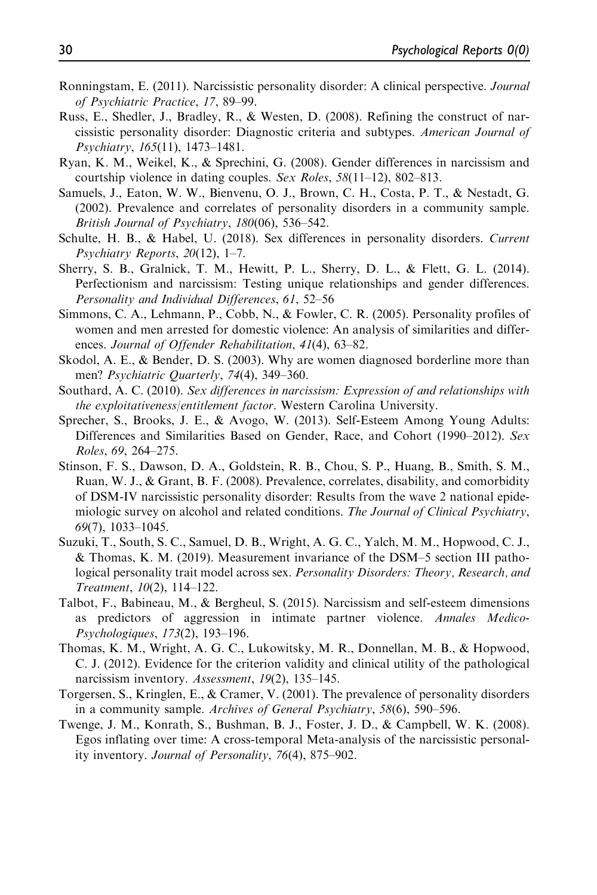Ronningstam, E. (2011). Narcissistic personality disorder: A clinical perspective. *Journal of Psychiatric Practice*, *17*, 89–99.

Russ, E., Shedler, J., Bradley, R., & Westen, D. (2008). Refining the construct of narcissistic personality disorder: Diagnostic criteria and subtypes. *American Journal of Psychiatry*, *165*(11), 1473–1481.

Ryan, K. M., Weikel, K., & Sprechini, G. (2008). Gender differences in narcissism and courtship violence in dating couples. *Sex Roles*, *58*(11–12), 802–813.

Samuels, J., Eaton, W. W., Bienvenu, O. J., Brown, C. H., Costa, P. T., & Nestadt, G. (2002). Prevalence and correlates of personality disorders in a community sample. *British Journal of Psychiatry*, *180*(06), 536–542.

Schulte, H. B., & Habel, U. (2018). Sex differences in personality disorders. *Current Psychiatry Reports*, *20*(12), 1–7.

Sherry, S. B., Gralnick, T. M., Hewitt, P. L., Sherry, D. L., & Flett, G. L. (2014). Perfectionism and narcissism: Testing unique relationships and gender differences. *Personality and Individual Differences*, *61*, 52–56

Simmons, C. A., Lehmann, P., Cobb, N., & Fowler, C. R. (2005). Personality profiles of women and men arrested for domestic violence: An analysis of similarities and differences. *Journal of Offender Rehabilitation*, *41*(4), 63–82.

Skodol, A. E., & Bender, D. S. (2003). Why are women diagnosed borderline more than men? *Psychiatric Quarterly*, *74*(4), 349–360.

Southard, A. C. (2010). *Sex differences in narcissism: Expression of and relationships with the exploitativeness/entitlement factor*. Western Carolina University.

Sprecher, S., Brooks, J. E., & Avogo, W. (2013). Self-Esteem Among Young Adults: Differences and Similarities Based on Gender, Race, and Cohort (1990–2012). *Sex Roles*, *69*, 264–275.

Stinson, F. S., Dawson, D. A., Goldstein, R. B., Chou, S. P., Huang, B., Smith, S. M., Ruan, W. J., & Grant, B. F. (2008). Prevalence, correlates, disability, and comorbidity of DSM-IV narcissistic personality disorder: Results from the wave 2 national epidemiologic survey on alcohol and related conditions. *The Journal of Clinical Psychiatry*, *69*(7), 1033–1045.

Suzuki, T., South, S. C., Samuel, D. B., Wright, A. G. C., Yalch, M. M., Hopwood, C. J., & Thomas, K. M. (2019). Measurement invariance of the DSM–5 section III pathological personality trait model across sex. *Personality Disorders: Theory, Research, and Treatment*, *10*(2), 114–122.

Talbot, F., Babineau, M., & Bergheul, S. (2015). Narcissism and self-esteem dimensions as predictors of aggression in intimate partner violence. *Annales Medico-Psychologiques*, *173*(2), 193–196.

Thomas, K. M., Wright, A. G. C., Lukowitsky, M. R., Donnellan, M. B., & Hopwood, C. J. (2012). Evidence for the criterion validity and clinical utility of the pathological narcissism inventory. *Assessment*, *19*(2), 135–145.

Torgersen, S., Kringlen, E., & Cramer, V. (2001). The prevalence of personality disorders in a community sample. *Archives of General Psychiatry*, *58*(6), 590–596.

Twenge, J. M., Konrath, S., Bushman, B. J., Foster, J. D., & Campbell, W. K. (2008). Egos inflating over time: A cross-temporal Meta-analysis of the narcissistic personality inventory. *Journal of Personality*, *76*(4), 875–902.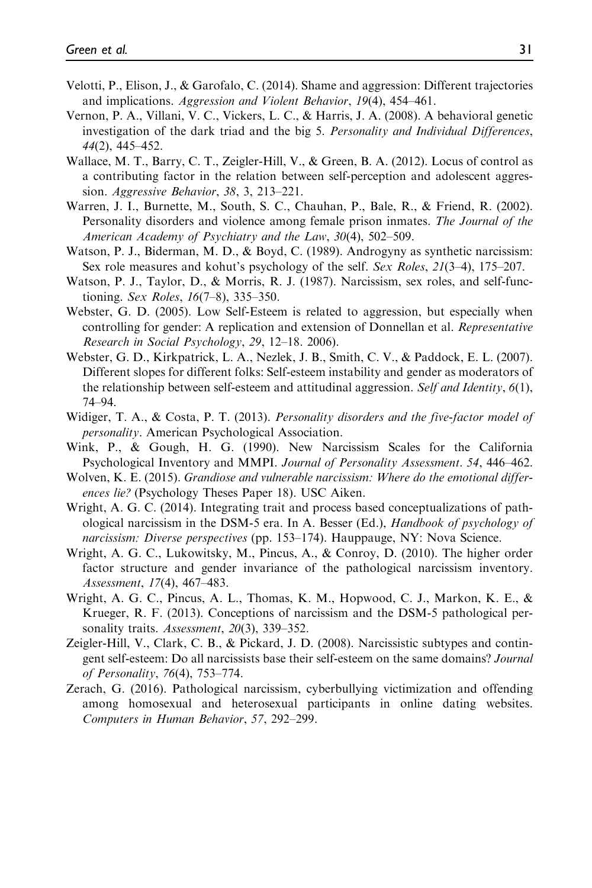Velotti, P., Elison, J., & Garofalo, C. (2014). Shame and aggression: Different trajectories and implications. *Aggression and Violent Behavior*, *19*(4), 454–461.

Vernon, P. A., Villani, V. C., Vickers, L. C., & Harris, J. A. (2008). A behavioral genetic investigation of the dark triad and the big 5. *Personality and Individual Differences*, *44*(2), 445–452.

Wallace, M. T., Barry, C. T., Zeigler-Hill, V., & Green, B. A. (2012). Locus of control as a contributing factor in the relation between self-perception and adolescent aggression. *Aggressive Behavior*, *38*, 3, 213–221.

Warren, J. I., Burnette, M., South, S. C., Chauhan, P., Bale, R., & Friend, R. (2002). Personality disorders and violence among female prison inmates. *The Journal of the American Academy of Psychiatry and the Law*, *30*(4), 502–509.

Watson, P. J., Biderman, M. D., & Boyd, C. (1989). Androgyny as synthetic narcissism: Sex role measures and kohut's psychology of the self. *Sex Roles*, *21*(3–4), 175–207.

Watson, P. J., Taylor, D., & Morris, R. J. (1987). Narcissism, sex roles, and self-functioning. *Sex Roles*, *16*(7–8), 335–350.

Webster, G. D. (2005). Low Self-Esteem is related to aggression, but especially when controlling for gender: A replication and extension of Donnellan et al. *Representative Research in Social Psychology*, *29*, 12–18. 2006).

Webster, G. D., Kirkpatrick, L. A., Nezlek, J. B., Smith, C. V., & Paddock, E. L. (2007). Different slopes for different folks: Self-esteem instability and gender as moderators of the relationship between self-esteem and attitudinal aggression. *Self and Identity*, *6*(1), 74–94.

Widiger, T. A., & Costa, P. T. (2013). *Personality disorders and the five-factor model of personality*. American Psychological Association.

Wink, P., & Gough, H. G. (1990). New Narcissism Scales for the California Psychological Inventory and MMPI. *Journal of Personality Assessment*. *54*, 446–462.

Wolven, K. E. (2015). *Grandiose and vulnerable narcissism: Where do the emotional differences lie?* (Psychology Theses Paper 18). USC Aiken.

Wright, A. G. C. (2014). Integrating trait and process based conceptualizations of pathological narcissism in the DSM-5 era. In A. Besser (Ed.), *Handbook of psychology of narcissism: Diverse perspectives* (pp. 153–174). Hauppauge, NY: Nova Science.

Wright, A. G. C., Lukowitsky, M., Pincus, A., & Conroy, D. (2010). The higher order factor structure and gender invariance of the pathological narcissism inventory. *Assessment*, *17*(4), 467–483.

Wright, A. G. C., Pincus, A. L., Thomas, K. M., Hopwood, C. J., Markon, K. E., & Krueger, R. F. (2013). Conceptions of narcissism and the DSM-5 pathological personality traits. *Assessment*, *20*(3), 339–352.

Zeigler-Hill, V., Clark, C. B., & Pickard, J. D. (2008). Narcissistic subtypes and contingent self-esteem: Do all narcissists base their self-esteem on the same domains? *Journal of Personality*, *76*(4), 753–774.

Zerach, G. (2016). Pathological narcissism, cyberbullying victimization and offending among homosexual and heterosexual participants in online dating websites. *Computers in Human Behavior*, *57*, 292–299.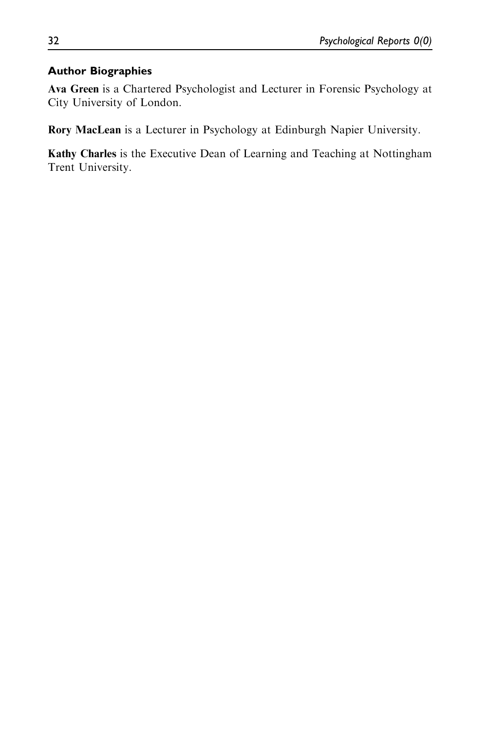## Author Biographies

**Ava Green** is a Chartered Psychologist and Lecturer in Forensic Psychology at City University of London.

**Rory MacLean** is a Lecturer in Psychology at Edinburgh Napier University.

**Kathy Charles** is the Executive Dean of Learning and Teaching at Nottingham Trent University.